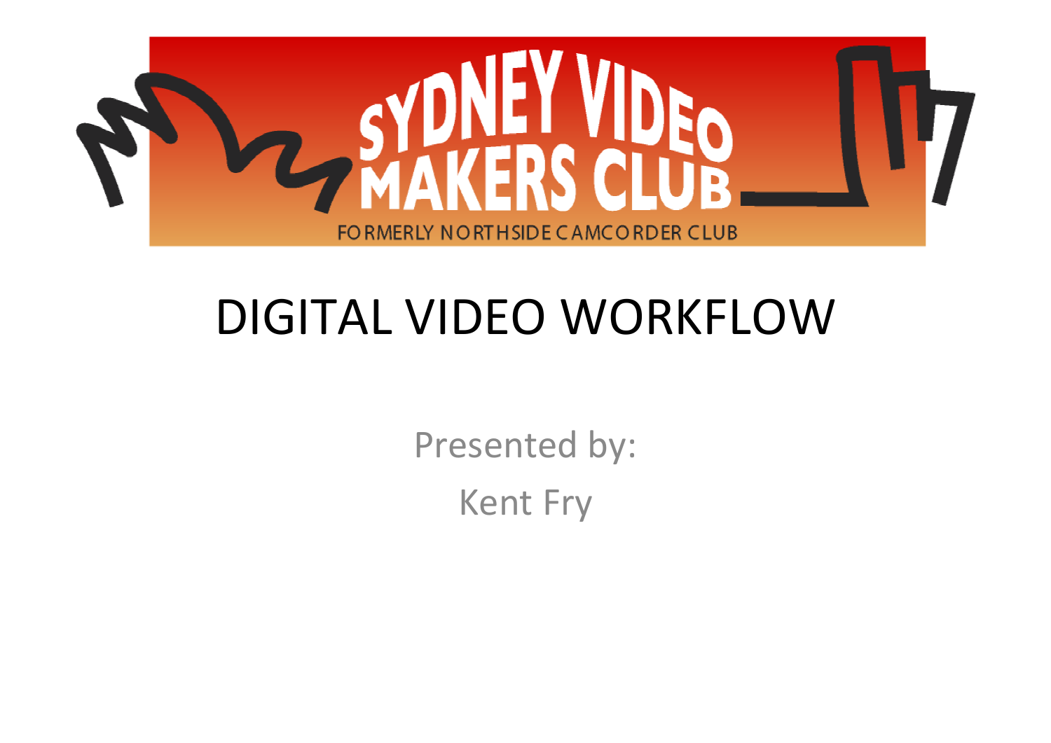SYDNEY VIDEO MAKERS CLUB

FORMERLY NORTHSIDE CAMCORDER CLUB

# DIGITAL VIDEO WORKFLOW

Presented by:

Kent Fry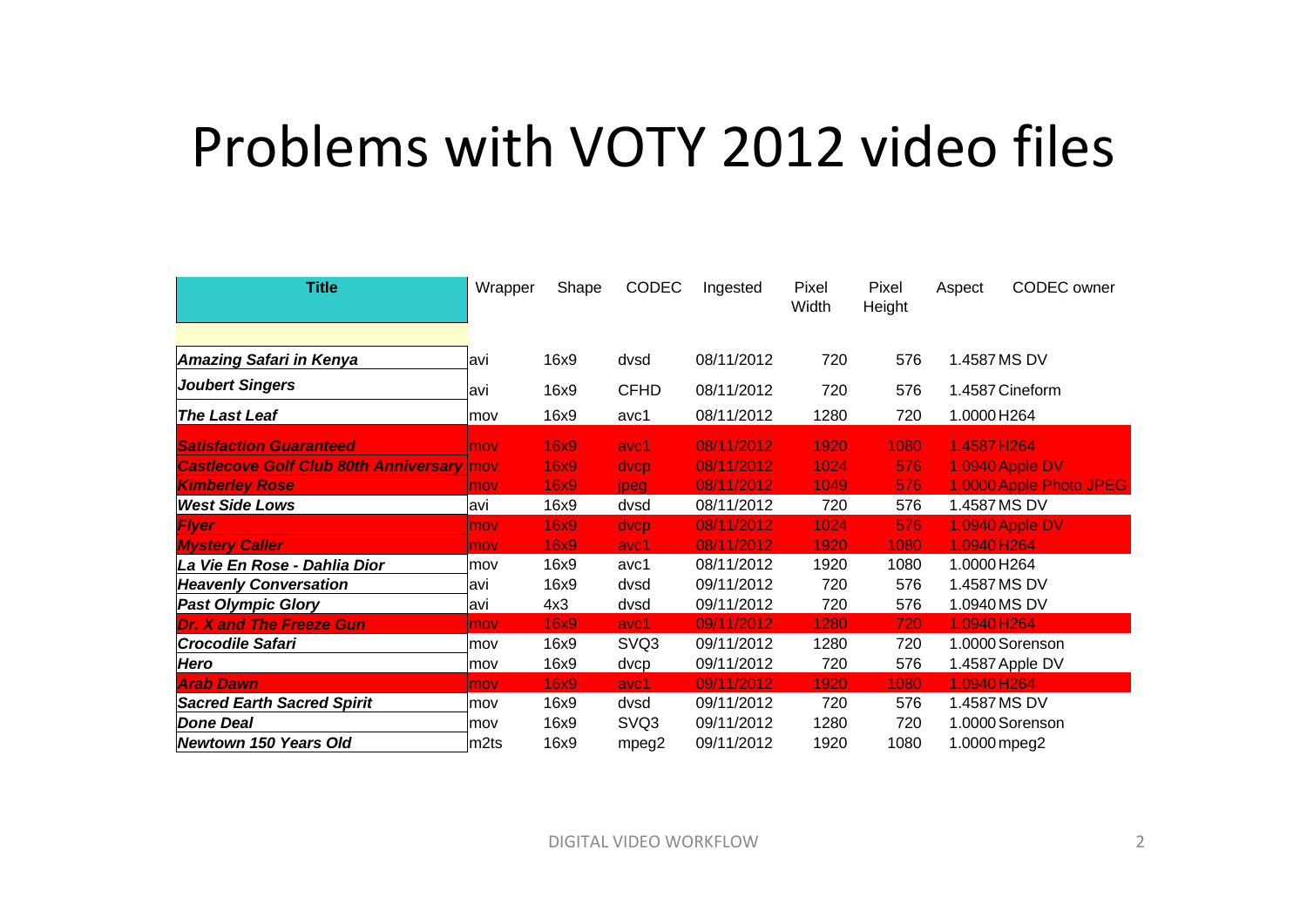# Problems with VOTY 2012 video files

| Title | Wrapper | Shape | CODEC | Ingested | Pixel Width | Pixel Height | Aspect | CODEC owner |
|---|---|---|---|---|---|---|---|---|
| ***Amazing Safari in Kenya*** | avi | 16x9 | dvsd | 08/11/2012 | 720 | 576 | 1.4587 | MS DV |
| ***Joubert Singers*** | avi | 16x9 | CFHD | 08/11/2012 | 720 | 576 | 1.4587 | Cineform |
| ***The Last Leaf*** | mov | 16x9 | avc1 | 08/11/2012 | 1280 | 720 | 1.0000 | H264 |
| ***Satisfaction Guaranteed*** | mov | 16x9 | avc1 | 08/11/2012 | 1920 | 1080 | 1.4587 | H264 |
| ***Castlecove Golf Club 80th Anniversary*** | mov | 16x9 | dvcp | 08/11/2012 | 1024 | 576 | 1.0940 | Apple DV |
| ***Kimberley Rose*** | mov | 16x9 | jpeg | 08/11/2012 | 1049 | 576 | 1.0000 | Apple Photo JPEG |
| ***West Side Lows*** | avi | 16x9 | dvsd | 08/11/2012 | 720 | 576 | 1.4587 | MS DV |
| ***Flyer*** | mov | 16x9 | dvcp | 08/11/2012 | 1024 | 576 | 1.0940 | Apple DV |
| ***Mystery Caller*** | mov | 16x9 | avc1 | 08/11/2012 | 1920 | 1080 | 1.0940 | H264 |
| ***La Vie En Rose - Dahlia Dior*** | mov | 16x9 | avc1 | 08/11/2012 | 1920 | 1080 | 1.0000 | H264 |
| ***Heavenly Conversation*** | avi | 16x9 | dvsd | 09/11/2012 | 720 | 576 | 1.4587 | MS DV |
| ***Past Olympic Glory*** | avi | 4x3 | dvsd | 09/11/2012 | 720 | 576 | 1.0940 | MS DV |
| ***Dr. X and The Freeze Gun*** | mov | 16x9 | avc1 | 09/11/2012 | 1280 | 720 | 1.0940 | H264 |
| ***Crocodile Safari*** | mov | 16x9 | SVQ3 | 09/11/2012 | 1280 | 720 | 1.0000 | Sorenson |
| ***Hero*** | mov | 16x9 | dvcp | 09/11/2012 | 720 | 576 | 1.4587 | Apple DV |
| ***Arab Dawn*** | mov | 16x9 | avc1 | 09/11/2012 | 1920 | 1080 | 1.0940 | H264 |
| ***Sacred Earth Sacred Spirit*** | mov | 16x9 | dvsd | 09/11/2012 | 720 | 576 | 1.4587 | MS DV |
| ***Done Deal*** | mov | 16x9 | SVQ3 | 09/11/2012 | 1280 | 720 | 1.0000 | Sorenson |
| ***Newtown 150 Years Old*** | m2ts | 16x9 | mpeg2 | 09/11/2012 | 1920 | 1080 | 1.0000 | mpeg2 |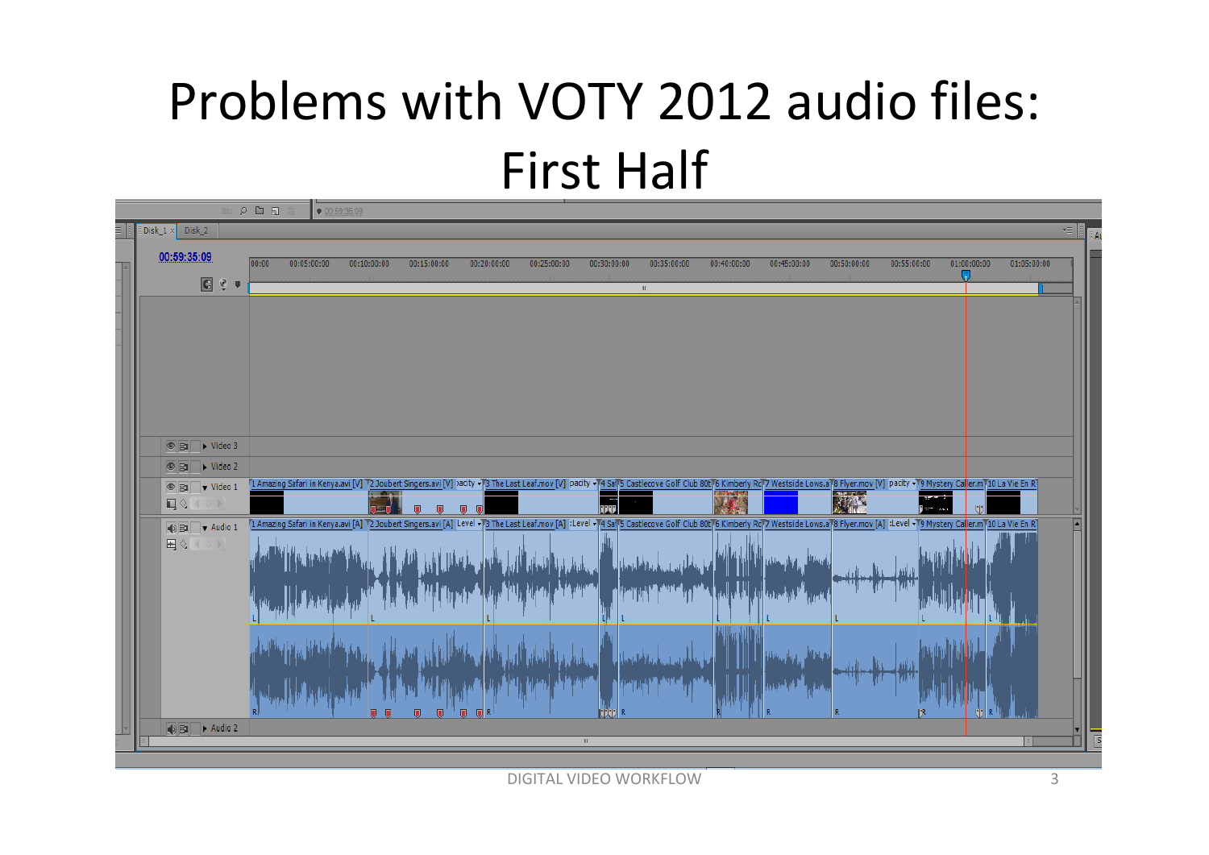# Problems with VOTY 2012 audio files: First Half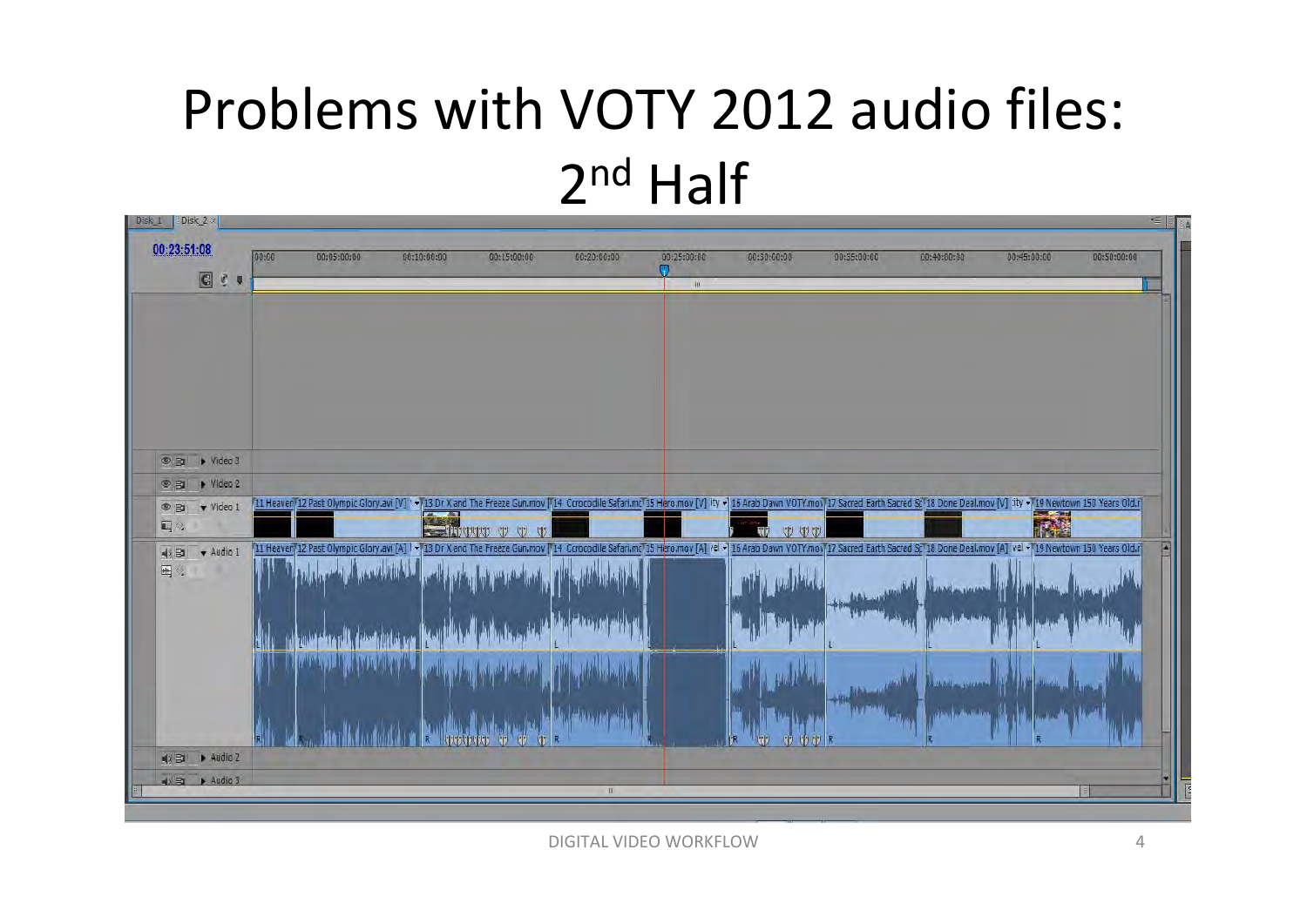# Problems with VOTY 2012 audio files: 2nd Half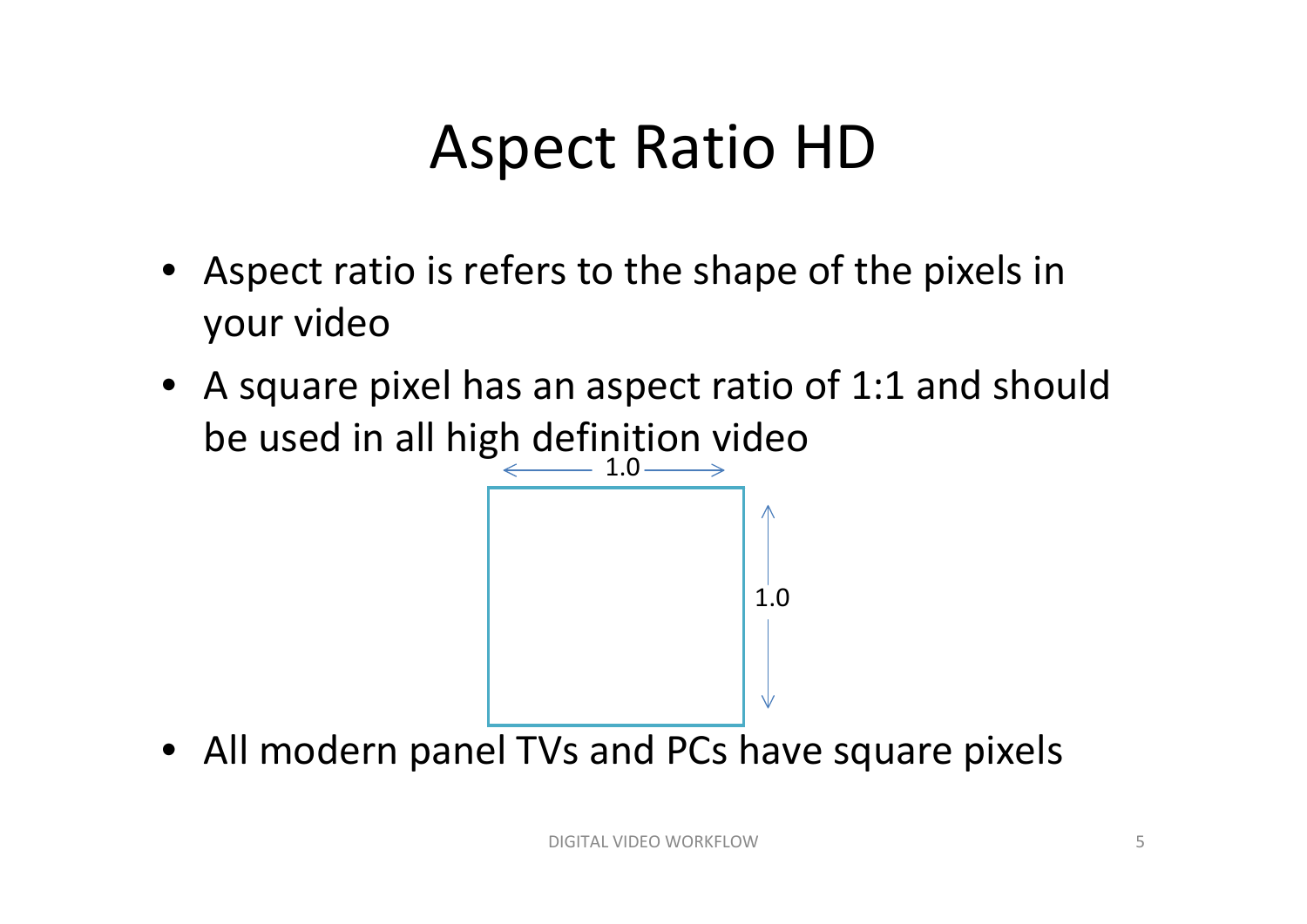# Aspect Ratio HD

- Aspect ratio is refers to the shape of the pixels in your video
- A square pixel has an aspect ratio of 1:1 and should be used in all high definition video

1.0

1.0

- All modern panel TVs and PCs have square pixels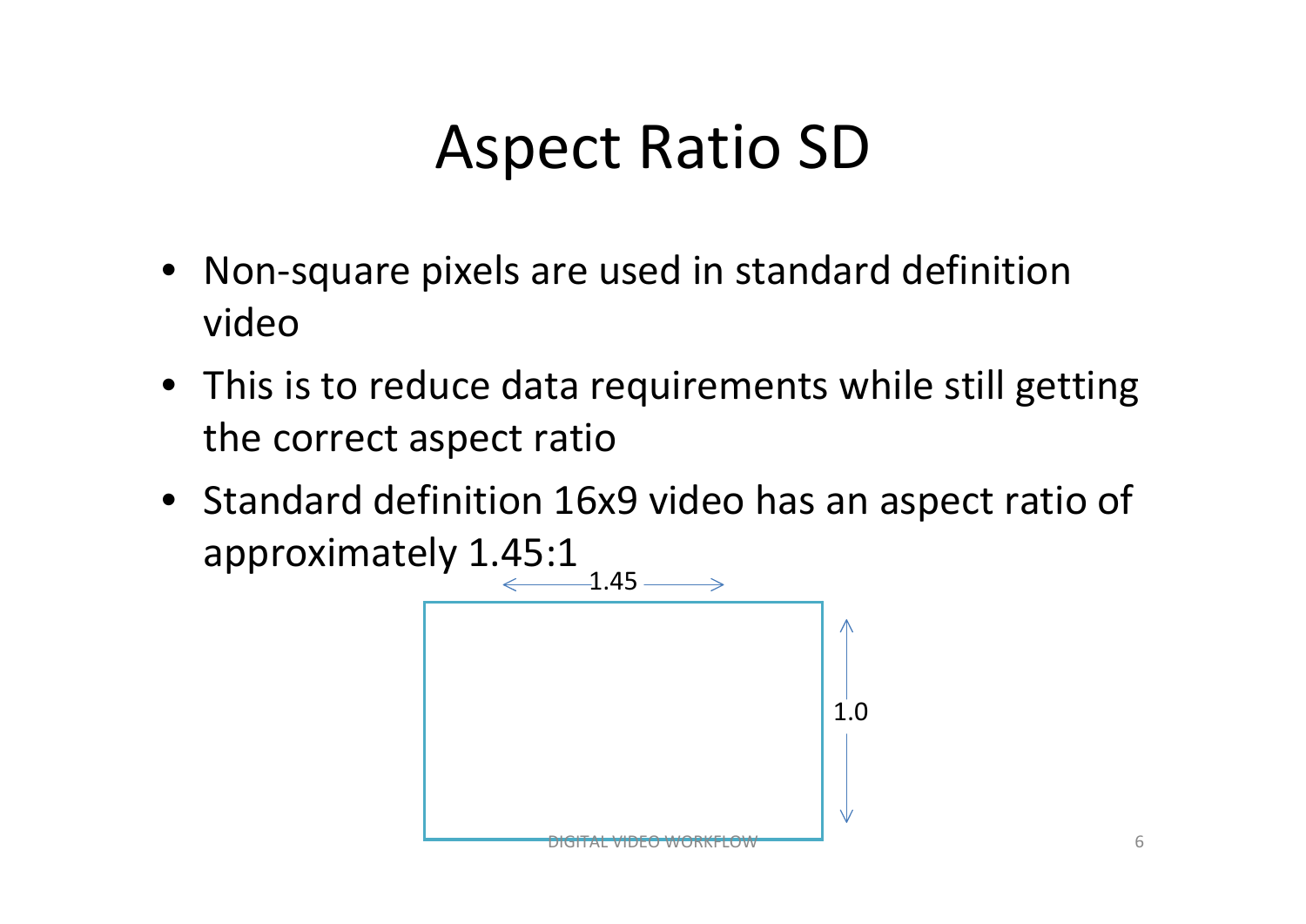# Aspect Ratio SD

- Non-square pixels are used in standard definition video
- This is to reduce data requirements while still getting the correct aspect ratio
- Standard definition 16x9 video has an aspect ratio of approximately 1.45:1

1.45

1.0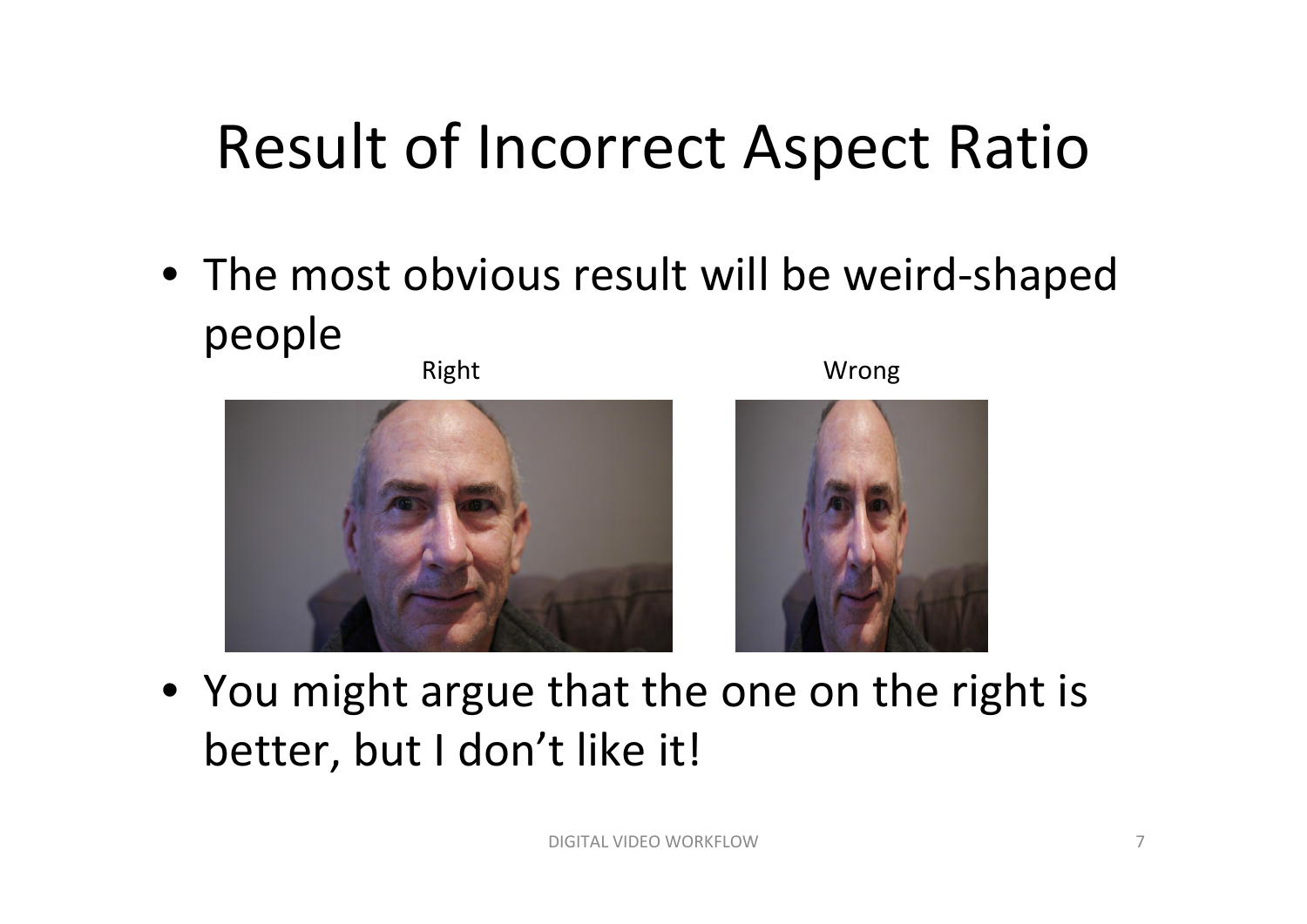# Result of Incorrect Aspect Ratio

- The most obvious result will be weird-shaped people

Right | Wrong

- You might argue that the one on the right is better, but I don't like it!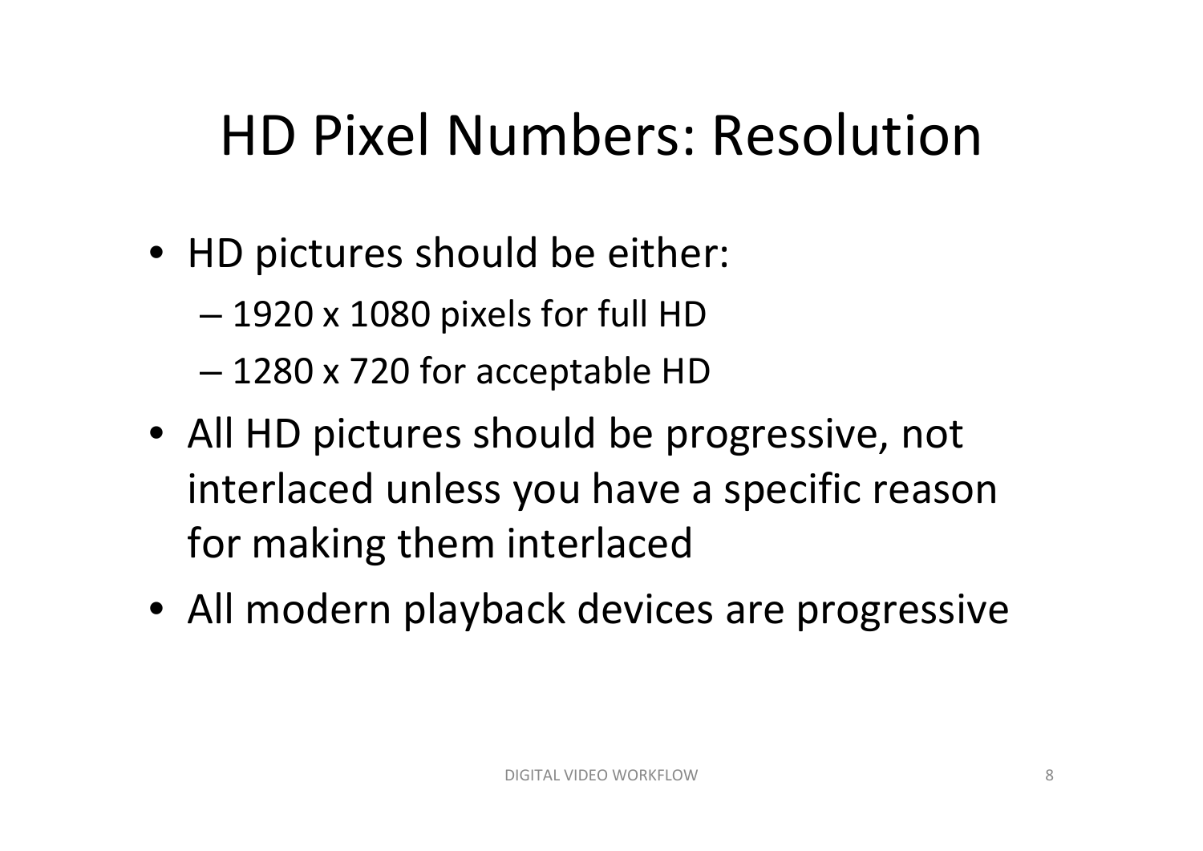# HD Pixel Numbers: Resolution

- HD pictures should be either:
  - 1920 x 1080 pixels for full HD
  - 1280 x 720 for acceptable HD
- All HD pictures should be progressive, not interlaced unless you have a specific reason for making them interlaced
- All modern playback devices are progressive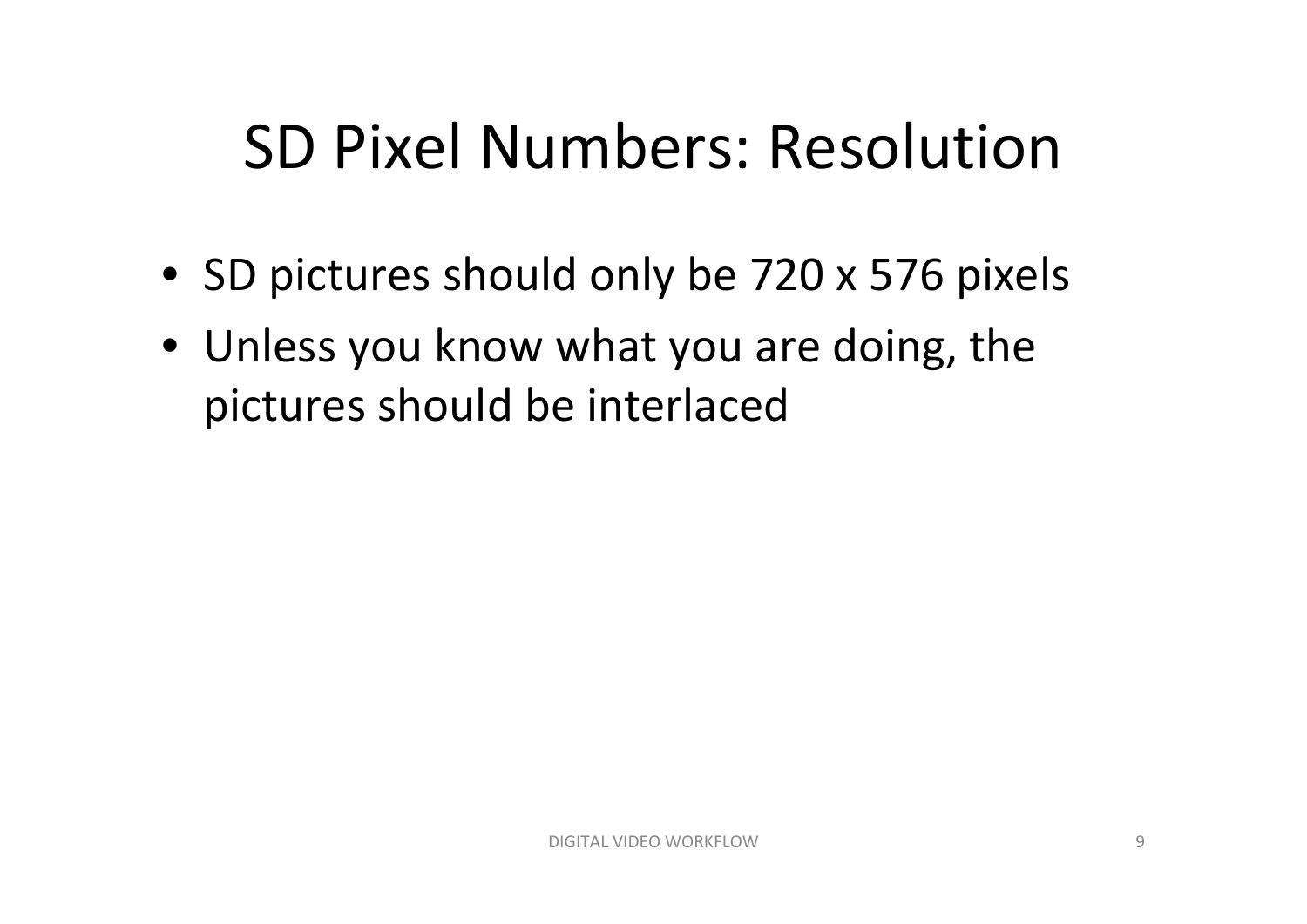# SD Pixel Numbers: Resolution

- SD pictures should only be 720 x 576 pixels
- Unless you know what you are doing, the pictures should be interlaced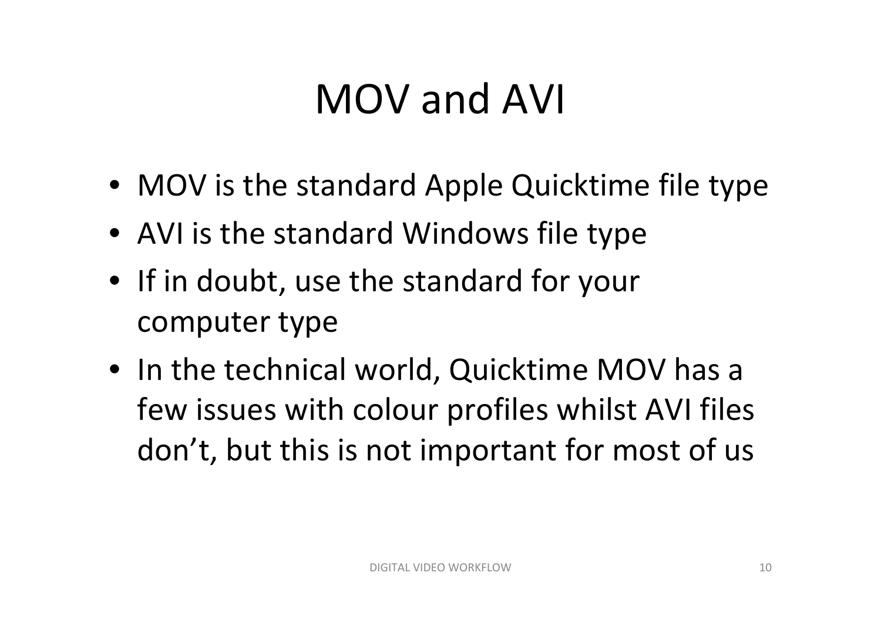# MOV and AVI

- MOV is the standard Apple Quicktime file type
- AVI is the standard Windows file type
- If in doubt, use the standard for your computer type
- In the technical world, Quicktime MOV has a few issues with colour profiles whilst AVI files don’t, but this is not important for most of us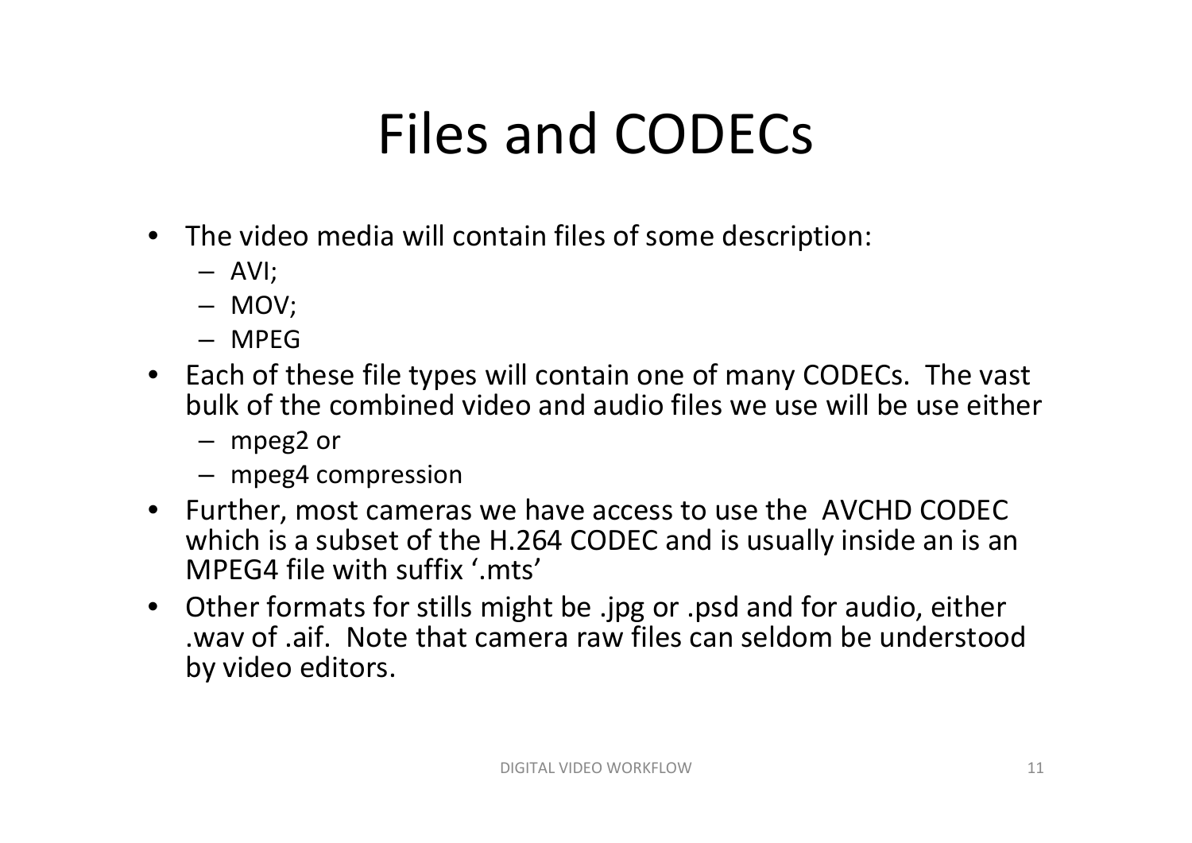# Files and CODECs

- The video media will contain files of some description:
  - AVI;
  - MOV;
  - MPEG
- Each of these file types will contain one of many CODECs. The vast bulk of the combined video and audio files we use will be use either
  - mpeg2 or
  - mpeg4 compression
- Further, most cameras we have access to use the AVCHD CODEC which is a subset of the H.264 CODEC and is usually inside an is an MPEG4 file with suffix '.mts'
- Other formats for stills might be .jpg or .psd and for audio, either .wav of .aif. Note that camera raw files can seldom be understood by video editors.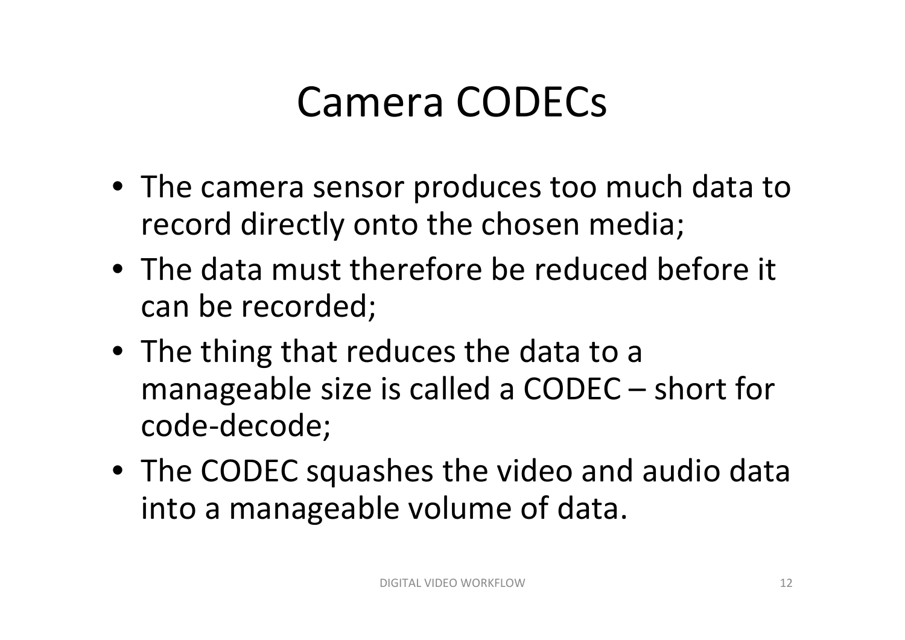# Camera CODECs

- The camera sensor produces too much data to record directly onto the chosen media;
- The data must therefore be reduced before it can be recorded;
- The thing that reduces the data to a manageable size is called a CODEC – short for code-decode;
- The CODEC squashes the video and audio data into a manageable volume of data.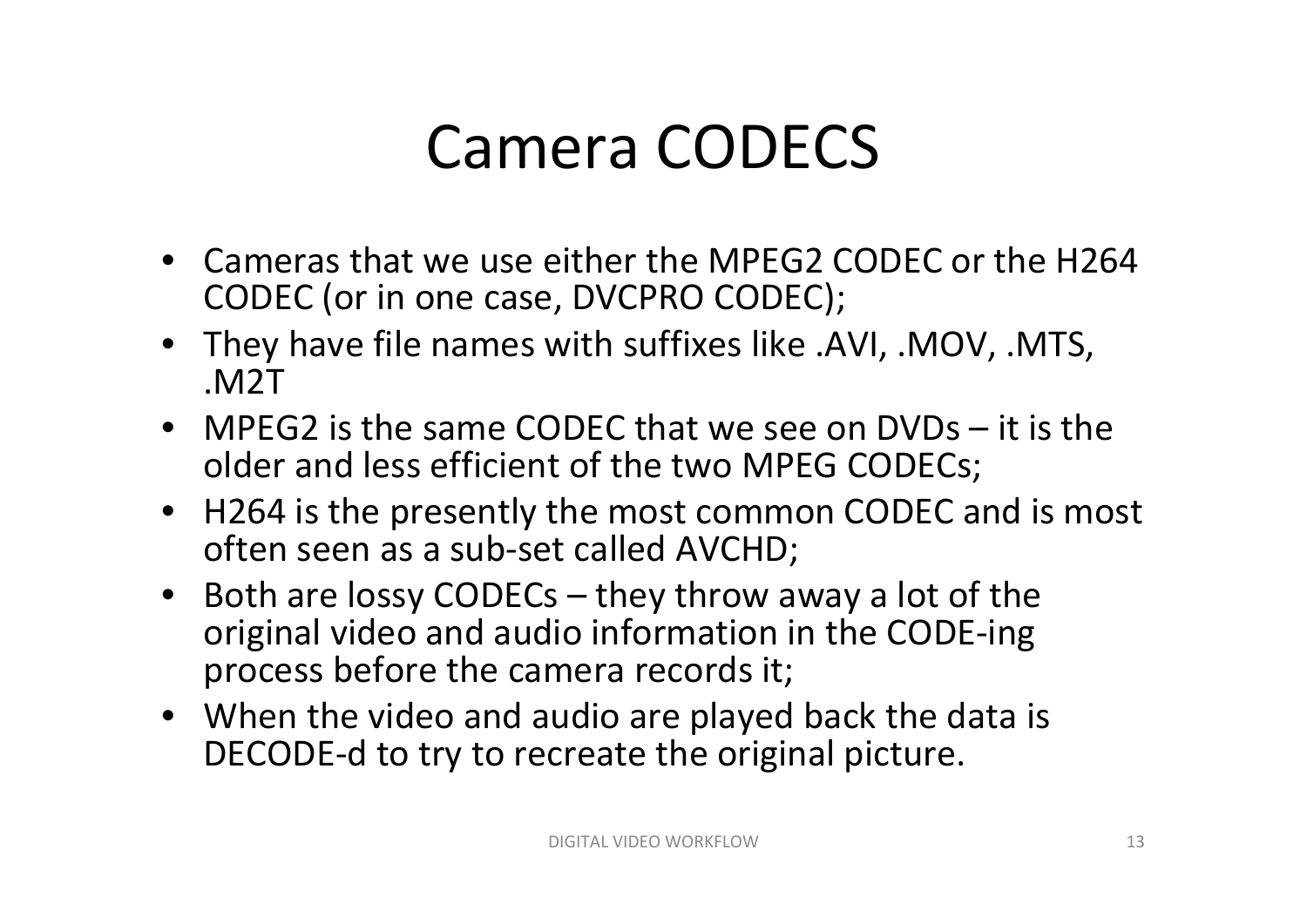# Camera CODECS

- Cameras that we use either the MPEG2 CODEC or the H264 CODEC (or in one case, DVCPRO CODEC);
- They have file names with suffixes like .AVI, .MOV, .MTS, .M2T
- MPEG2 is the same CODEC that we see on DVDs – it is the older and less efficient of the two MPEG CODECs;
- H264 is the presently the most common CODEC and is most often seen as a sub-set called AVCHD;
- Both are lossy CODECs – they throw away a lot of the original video and audio information in the CODE-ing process before the camera records it;
- When the video and audio are played back the data is DECODE-d to try to recreate the original picture.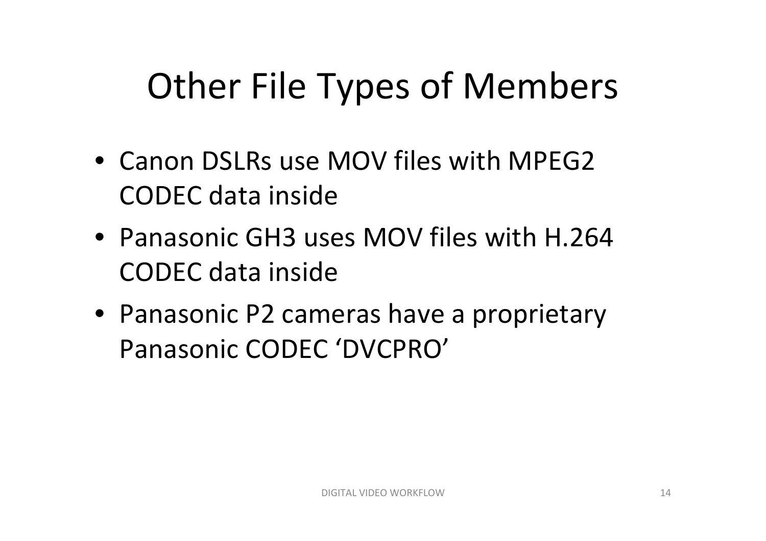# Other File Types of Members

- Canon DSLRs use MOV files with MPEG2 CODEC data inside
- Panasonic GH3 uses MOV files with H.264 CODEC data inside
- Panasonic P2 cameras have a proprietary Panasonic CODEC 'DVCPRO'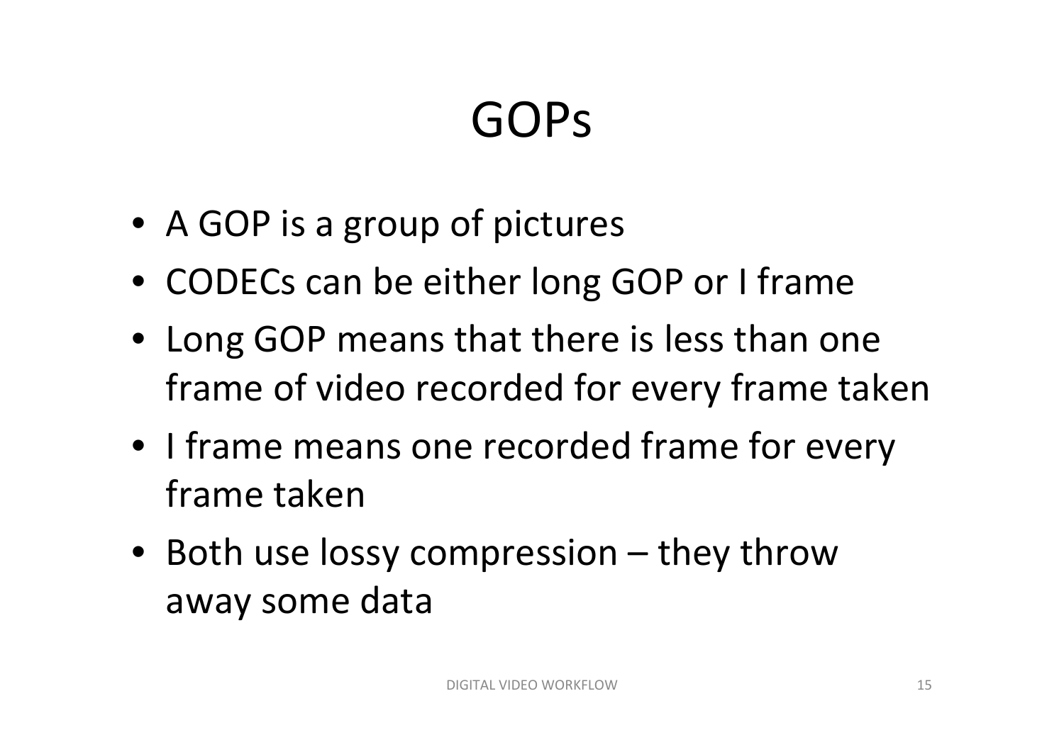# GOPs

- A GOP is a group of pictures
- CODECs can be either long GOP or I frame
- Long GOP means that there is less than one frame of video recorded for every frame taken
- I frame means one recorded frame for every frame taken
- Both use lossy compression – they throw away some data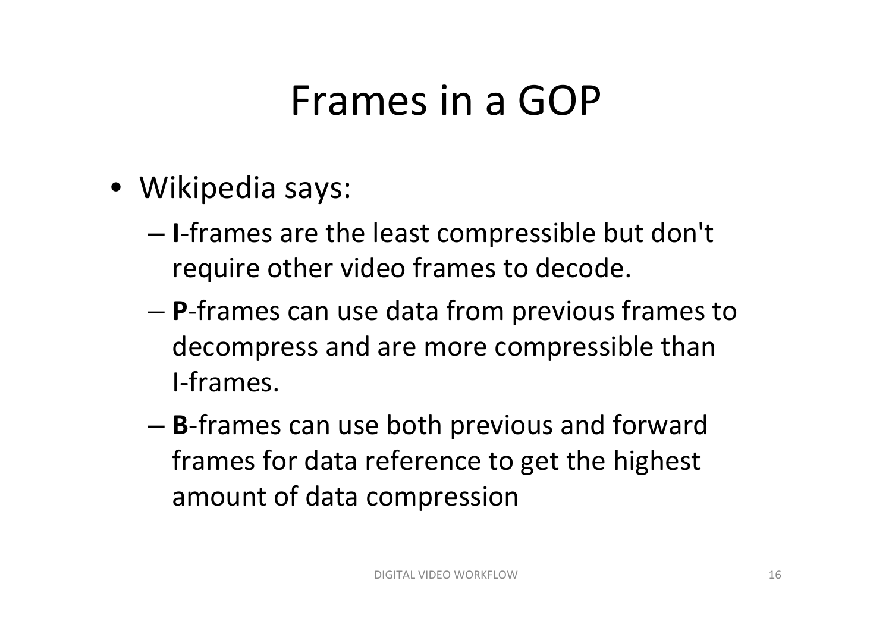# Frames in a GOP

- Wikipedia says:
  - **I**-frames are the least compressible but don't require other video frames to decode.
  - **P**-frames can use data from previous frames to decompress and are more compressible than I-frames.
  - **B**-frames can use both previous and forward frames for data reference to get the highest amount of data compression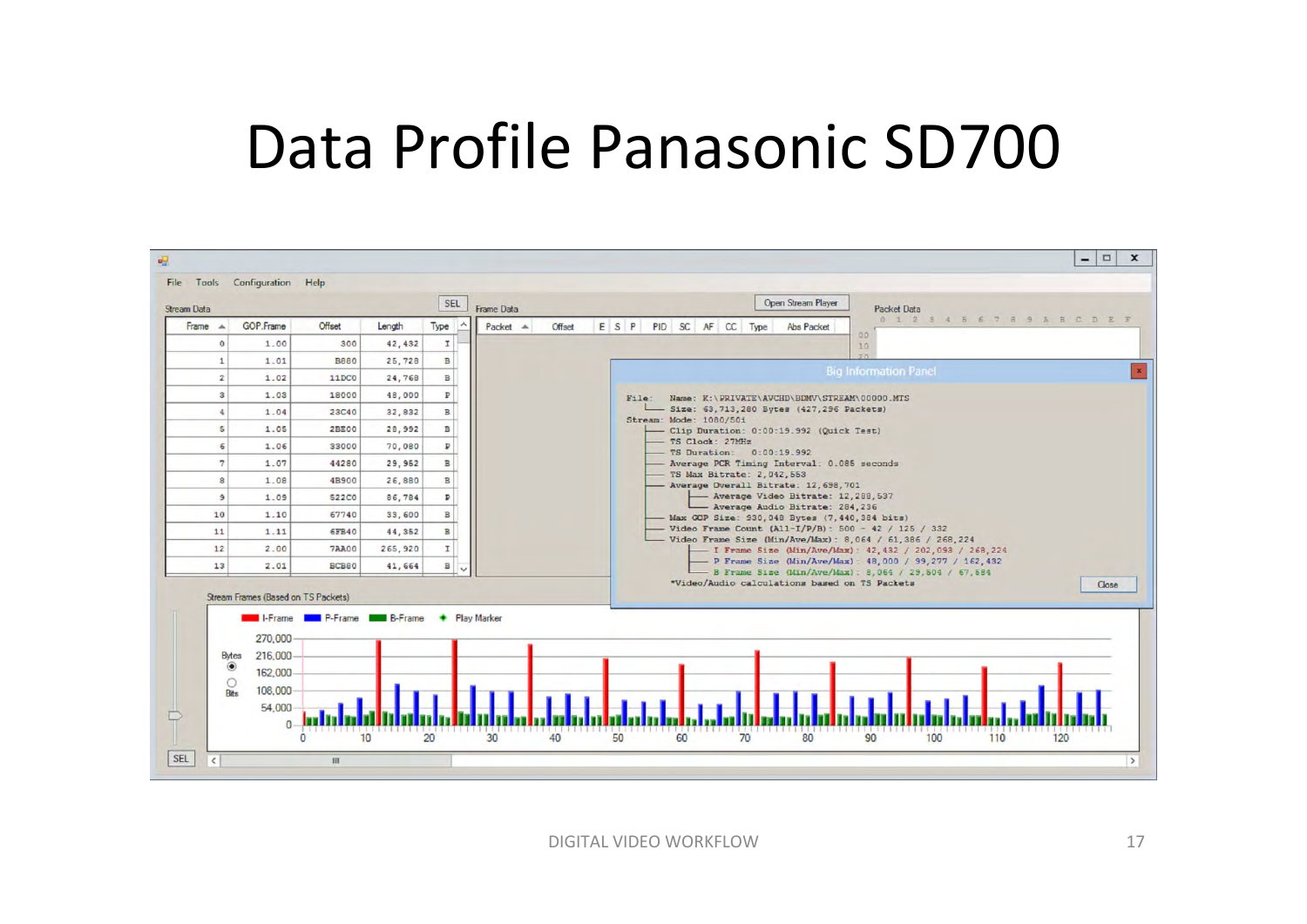# Data Profile Panasonic SD700

File Tools Configuration Help

Stream Data

| Frame | GOP.Frame | Offset | Length | Type |
|---|---|---|---|---|
| 0 | 1.00 | 300 | 42,432 | I |
| 1 | 1.01 | B880 | 25,728 | B |
| 2 | 1.02 | 11DC0 | 24,768 | B |
| 3 | 1.03 | 18000 | 48,000 | P |
| 4 | 1.04 | 23C40 | 32,832 | B |
| 5 | 1.05 | 2BE00 | 28,992 | B |
| 6 | 1.06 | 33000 | 70,080 | P |
| 7 | 1.07 | 44280 | 29,952 | B |
| 8 | 1.08 | 4B900 | 26,880 | B |
| 9 | 1.09 | 522C0 | 86,784 | P |
| 10 | 1.10 | 67740 | 33,600 | B |
| 11 | 1.11 | 6FB40 | 44,352 | B |
| 12 | 2.00 | 7AA00 | 265,920 | I |
| 13 | 2.01 | BCB80 | 41,664 | B |

Big Information Panel

```
File:   Name: K:\PRIVATE\AVCHD\BDMV\STREAM\00000.MTS
        Size: 63,713,280 Bytes (427,296 Packets)
Stream: Mode: 1080/50i
        Clip Duration: 0:00:19.992 (Quick Test)
        TS Clock: 27MHz
        TS Duration:   0:00:19.992
        Average PCR Timing Interval: 0.085 seconds
        TS Max Bitrate: 2,042,553
        Average Overall Bitrate: 12,698,701
            Average Video Bitrate: 12,288,537
            Average Audio Bitrate: 284,236
        Max GOP Size: 930,048 Bytes (7,440,384 bits)
        Video Frame Count (All-I/P/B): 500 - 42 / 125 / 332
        Video Frame Size (Min/Ave/Max): 8,064 / 61,386 / 268,224
            I Frame Size (Min/Ave/Max): 42,432 / 202,093 / 268,224
            P Frame Size (Min/Ave/Max): 48,000 / 99,277 / 162,432
            B Frame Size (Min/Ave/Max): 8,064 / 29,504 / 67,584
        *Video/Audio calculations based on TS Packets
```

Stream Frames (Based on TS Packets)

I-Frame, P-Frame, B-Frame, Play Marker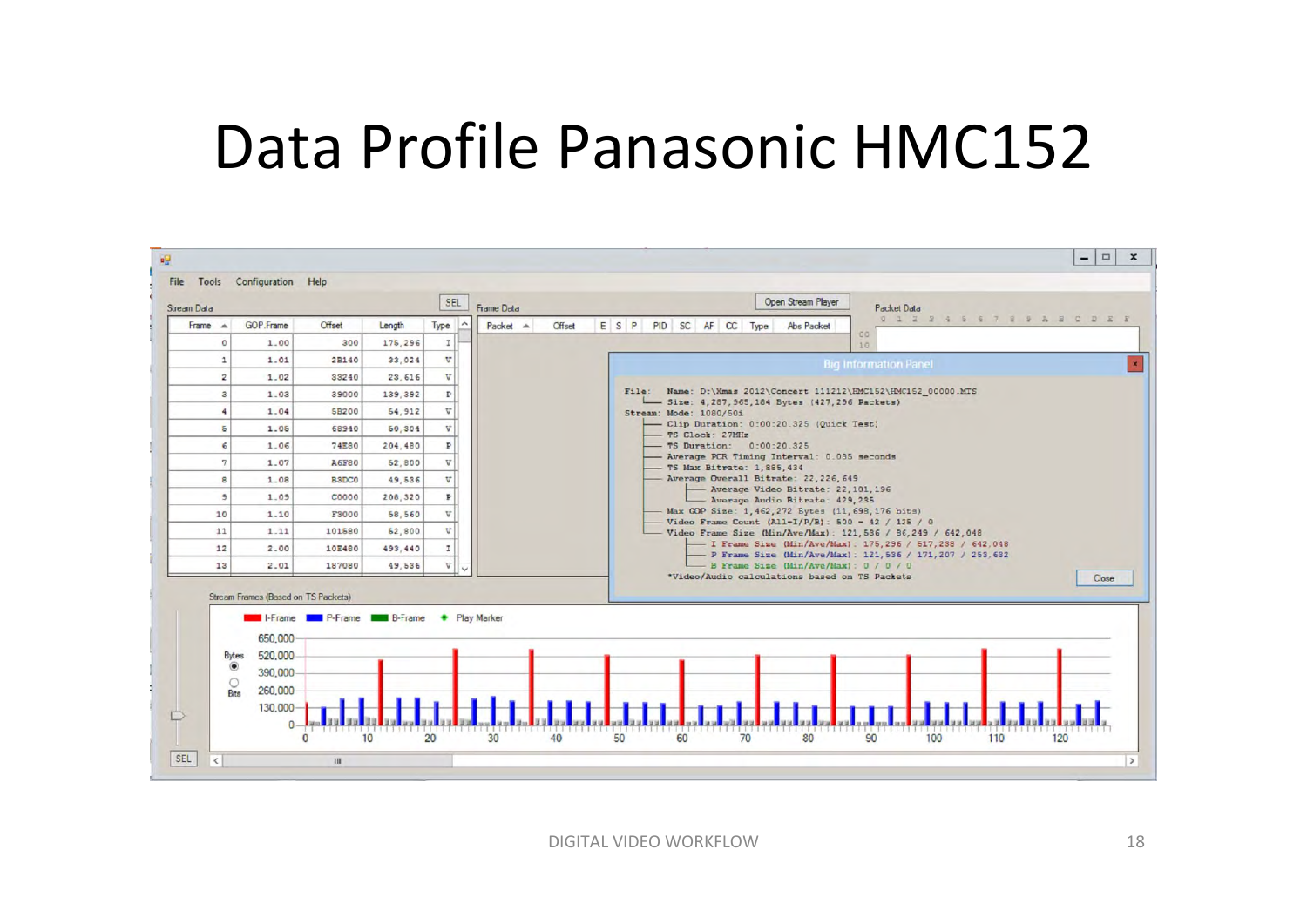# Data Profile Panasonic HMC152

File Tools Configuration Help

Stream Data

| Frame | GOP.Frame | Offset | Length | Type |
|---|---|---|---|---|
| 0 | 1.00 | 300 | 175,296 | I |
| 1 | 1.01 | 2B140 | 33,024 | V |
| 2 | 1.02 | 33240 | 23,616 | V |
| 3 | 1.03 | 39000 | 139,392 | P |
| 4 | 1.04 | 5B200 | 54,912 | V |
| 5 | 1.05 | 68940 | 50,304 | V |
| 6 | 1.06 | 74E80 | 204,480 | P |
| 7 | 1.07 | A6F80 | 52,800 | V |
| 8 | 1.08 | B3DC0 | 49,536 | V |
| 9 | 1.09 | C0000 | 208,320 | P |
| 10 | 1.10 | F3000 | 58,560 | V |
| 11 | 1.11 | 101580 | 52,800 | V |
| 12 | 2.00 | 10E480 | 493,440 | I |
| 13 | 2.01 | 187080 | 49,536 | V |

Frame Data

| Packet | Offset | E | S | P | PID | SC | AF | CC | Type | Abs Packet |
|---|---|---|---|---|---|---|---|---|---|---|

Packet Data

Big Information Panel

```
File:   Name: D:\Xmas 2012\Concert 111212\HMC152\HMC152_00000.MTS
        Size: 4,287,965,184 Bytes (427,296 Packets)
Stream: Mode: 1080/50i
        Clip Duration: 0:00:20.325 (Quick Test)
        TS Clock: 27MHz
        TS Duration:   0:00:20.325
        Average PCR Timing Interval: 0.085 seconds
        TS Max Bitrate: 1,885,434
        Average Overall Bitrate: 22,226,649
            Average Video Bitrate: 22,101,196
            Average Audio Bitrate: 429,235
        Max GOP Size: 1,462,272 Bytes (11,698,176 bits)
        Video Frame Count (All-I/P/B): 500 - 42 / 125 / 0
        Video Frame Size (Min/Ave/Max): 121,536 / 86,249 / 642,048
            I Frame Size (Min/Ave/Max): 175,296 / 517,238 / 642,048
            P Frame Size (Min/Ave/Max): 121,536 / 171,207 / 253,632
            B Frame Size (Min/Ave/Max): 0 / 0 / 0
*Video/Audio calculations based on TS Packets
```

Stream Frames (Based on TS Packets)

I-Frame · P-Frame · B-Frame · Play Marker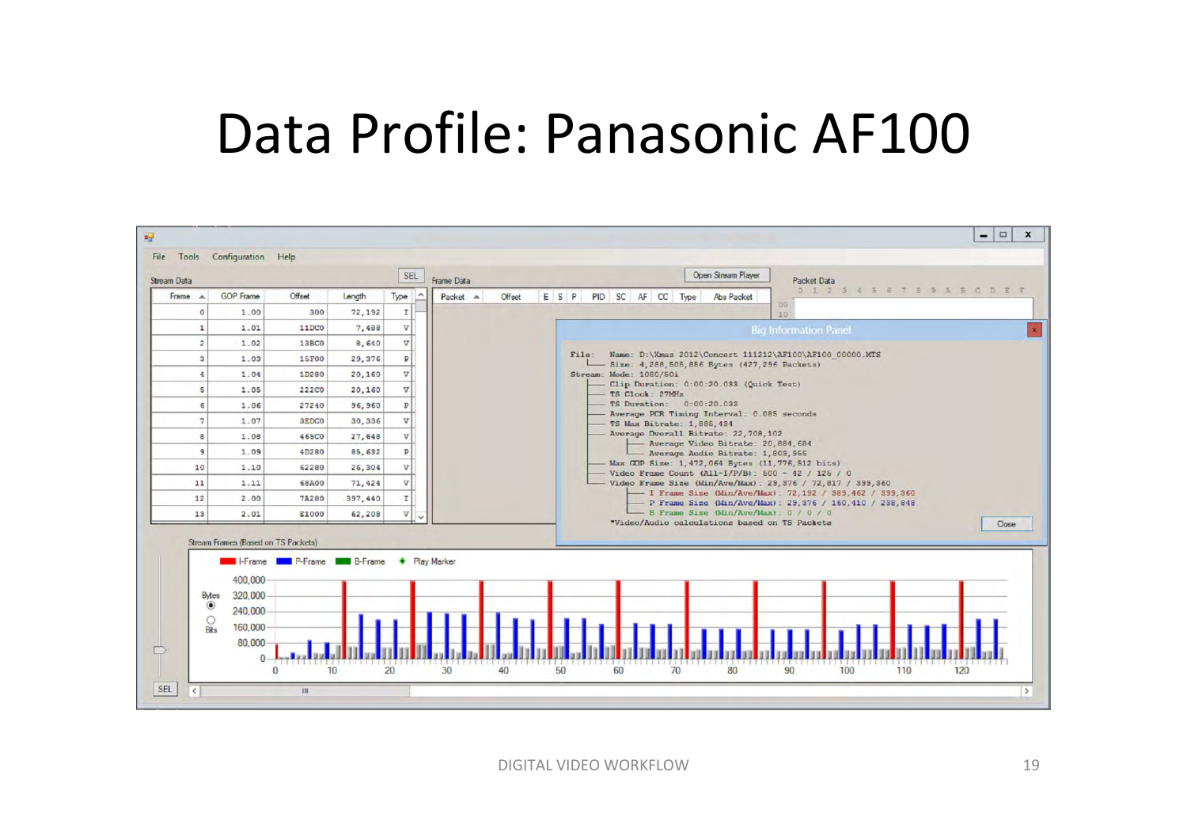# Data Profile: Panasonic AF100

File Tools Configuration Help

Stream Data

| Frame | GOP Frame | Offset | Length | Type |
|---|---|---|---|---|
| 0 | 1.00 | 300 | 72,192 | I |
| 1 | 1.01 | 11DC0 | 7,488 | V |
| 2 | 1.02 | 13BC0 | 8,640 | V |
| 3 | 1.03 | 15F00 | 29,376 | P |
| 4 | 1.04 | 1D280 | 20,160 | V |
| 5 | 1.05 | 222C0 | 20,160 | V |
| 6 | 1.06 | 27240 | 96,960 | P |
| 7 | 1.07 | 3EDC0 | 30,336 | V |
| 8 | 1.08 | 465C0 | 27,648 | V |
| 9 | 1.09 | 4D280 | 85,632 | P |
| 10 | 1.10 | 62280 | 26,304 | V |
| 11 | 1.11 | 68A00 | 71,424 | V |
| 12 | 2.00 | 7A280 | 397,440 | I |
| 13 | 2.01 | E1000 | 62,208 | V |

Frame Data

| Packet | Offset | E | S | P | PID | SC | AF | CC | Type | Abs Packet |
|---|---|---|---|---|---|---|---|---|---|---|

Packet Data

Big Information Panel

```
File:   Name: D:\Xmas 2012\Concert 111212\AF100\AF100_00000.MTS
        Size: 4,288,505,856 Bytes (427,296 Packets)
Stream: Mode: 1080/60i
        Clip Duration: 0:00:20.033 (Quick Test)
        TS Clock: 27MHz
        TS Duration:   0:00:20.033
        Average PCR Timing Interval: 0.085 seconds
        TS Max Bitrate: 1,885,434
        Average Overall Bitrate: 22,708,102
            Average Video Bitrate: 20,884,684
            Average Audio Bitrate: 1,808,955
        Max GOP Size: 1,472,064 Bytes (11,776,512 bits)
        Video Frame Count (All-I/P/B): 600 - 42 / 125 / 0
        Video Frame Size (Min/Ave/Max): 29,376 / 72,817 / 399,360
            I Frame Size (Min/Ave/Max): 72,192 / 389,462 / 399,360
            P Frame Size (Min/Ave/Max): 29,376 / 160,410 / 238,848
            B Frame Size (Min/Ave/Max): 0 / 0 / 0
*Video/Audio calculations based on TS Packets
```

Stream Frames (Based on TS Packets)

I-Frame  P-Frame  B-Frame  Play Marker

Bytes / Bits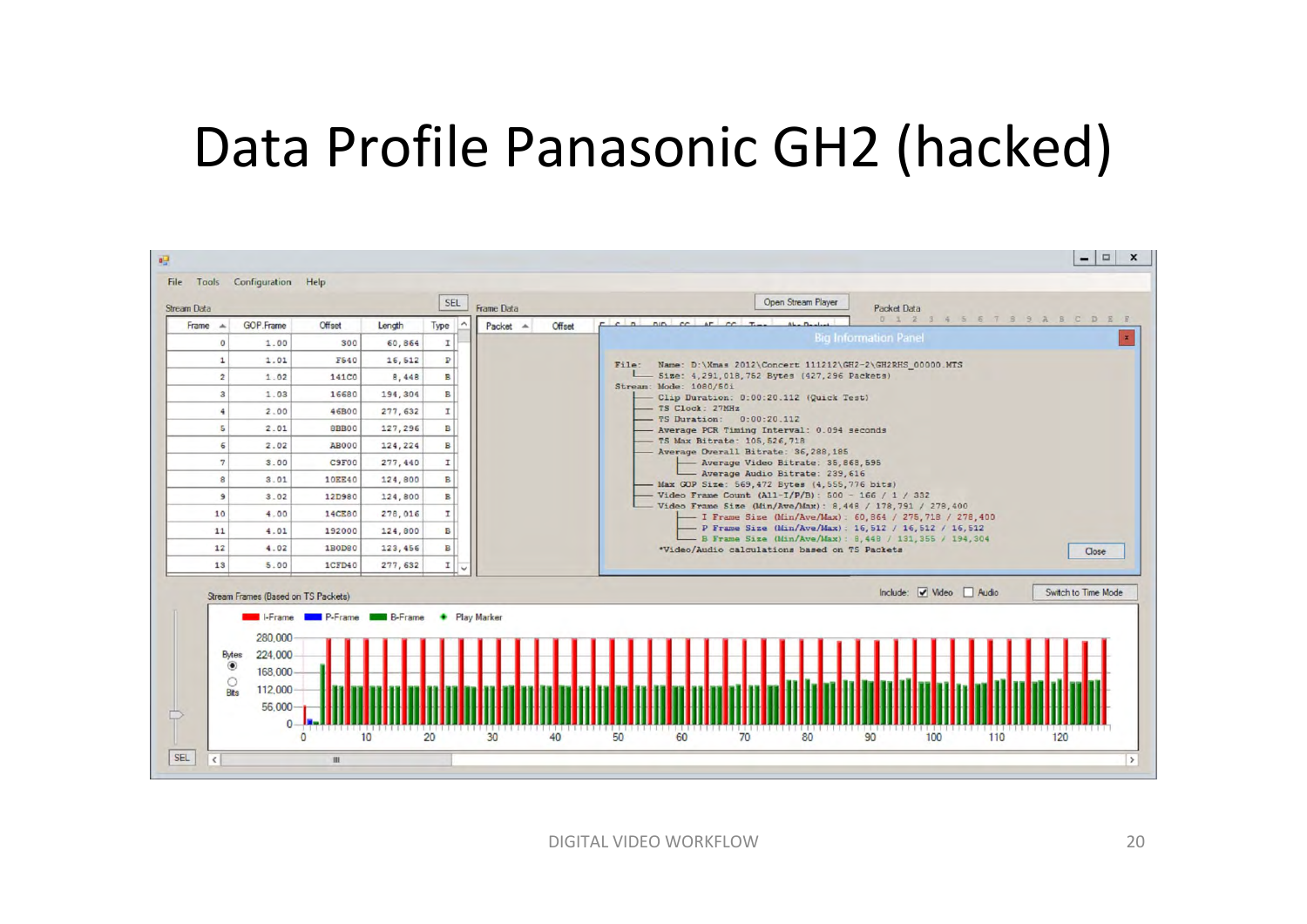# Data Profile Panasonic GH2 (hacked)

| Frame | GOP.Frame | Offset | Length | Type |
|---|---|---|---|---|
| 0 | 1.00 | 300 | 60,864 | I |
| 1 | 1.01 | F540 | 16,512 | P |
| 2 | 1.02 | 141C0 | 8,448 | B |
| 3 | 1.03 | 16680 | 194,304 | B |
| 4 | 2.00 | 46B00 | 277,632 | I |
| 5 | 2.01 | 8BB00 | 127,296 | B |
| 6 | 2.02 | AB000 | 124,224 | B |
| 7 | 3.00 | C9F00 | 277,440 | I |
| 8 | 3.01 | 10EE40 | 124,800 | B |
| 9 | 3.02 | 12D980 | 124,800 | B |
| 10 | 4.00 | 14CE80 | 278,016 | I |
| 11 | 4.01 | 192000 | 124,800 | B |
| 12 | 4.02 | 1B0D80 | 123,456 | B |
| 13 | 5.00 | 1CFD40 | 277,632 | I |

Big Information Panel

```
File:   Name: D:\Xmas 2012\Concert 111212\GH2-2\GH2RHS_00000.MTS
   └── Size: 4,291,018,752 Bytes (427,296 Packets)
Stream: Mode: 1080/60i
   ├── Clip Duration: 0:00:20.112 (Quick Test)
   ├── TS Clock: 27MHz
   ├── TS Duration:   0:00:20.112
   ├── Average PCR Timing Interval: 0.094 seconds
   ├── TS Max Bitrate: 105,626,718
   ├── Average Overall Bitrate: 36,288,185
   │     ├── Average Video Bitrate: 35,868,595
   │     └── Average Audio Bitrate: 239,616
   ├── Max GOP Size: 569,472 Bytes (4,555,776 bits)
   ├── Video Frame Count (All-I/P/B): 500 - 166 / 1 / 332
   └── Video Frame Size (Min/Ave/Max): 8,448 / 178,791 / 278,400
         ├── I Frame Size (Min/Ave/Max): 60,864 / 275,718 / 278,400
         ├── P Frame Size (Min/Ave/Max): 16,512 / 16,512 / 16,512
         └── B Frame Size (Min/Ave/Max): 8,448 / 131,355 / 194,304
*Video/Audio calculations based on TS Packets
```

Stream Frames (Based on TS Packets)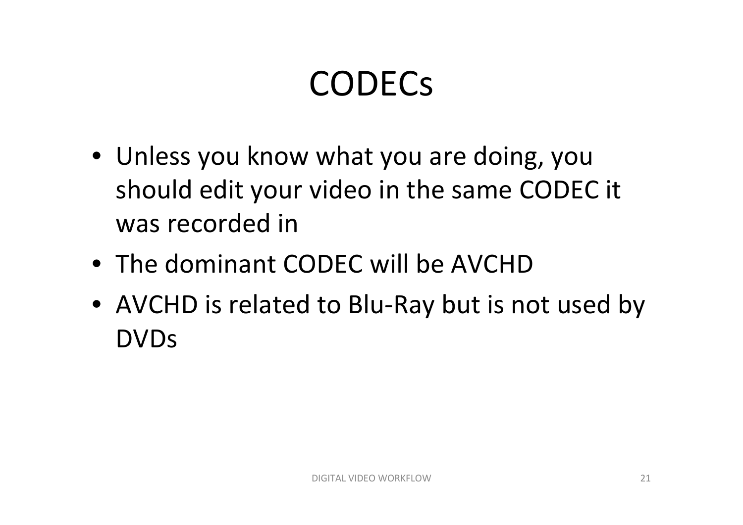# CODECs

- Unless you know what you are doing, you should edit your video in the same CODEC it was recorded in
- The dominant CODEC will be AVCHD
- AVCHD is related to Blu-Ray but is not used by DVDs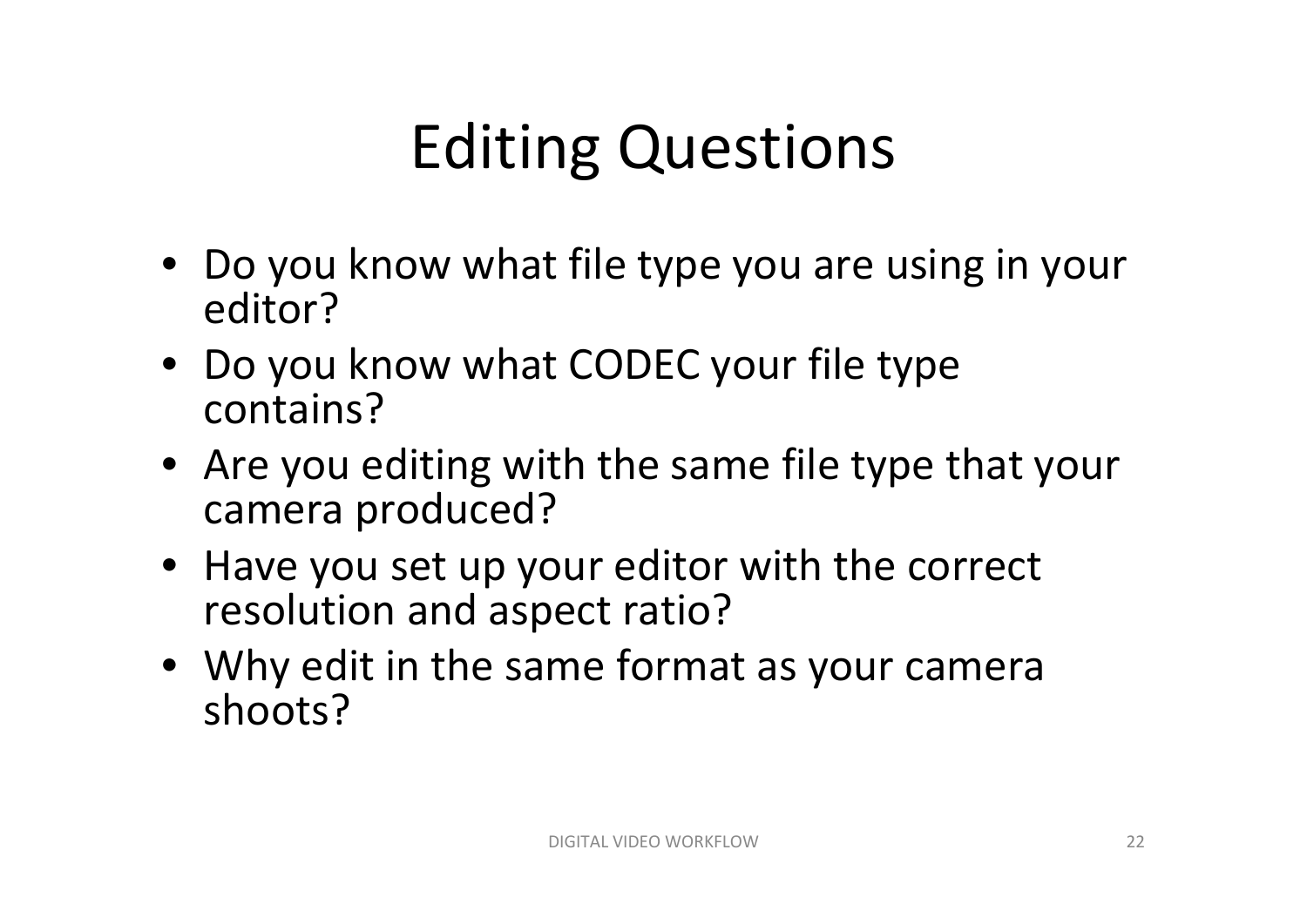# Editing Questions

- Do you know what file type you are using in your editor?
- Do you know what CODEC your file type contains?
- Are you editing with the same file type that your camera produced?
- Have you set up your editor with the correct resolution and aspect ratio?
- Why edit in the same format as your camera shoots?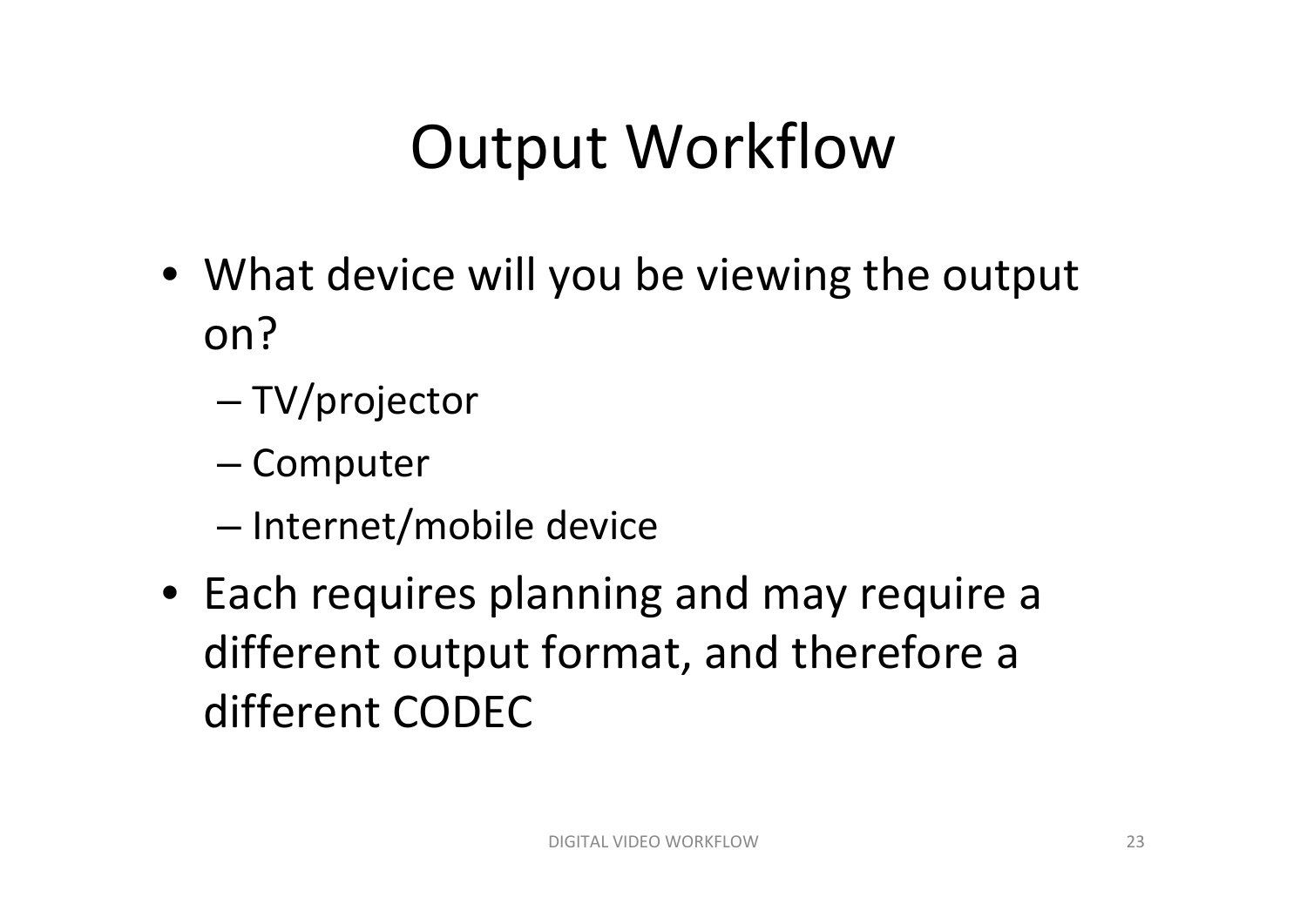# Output Workflow

- What device will you be viewing the output on?
  - TV/projector
  - Computer
  - Internet/mobile device
- Each requires planning and may require a different output format, and therefore a different CODEC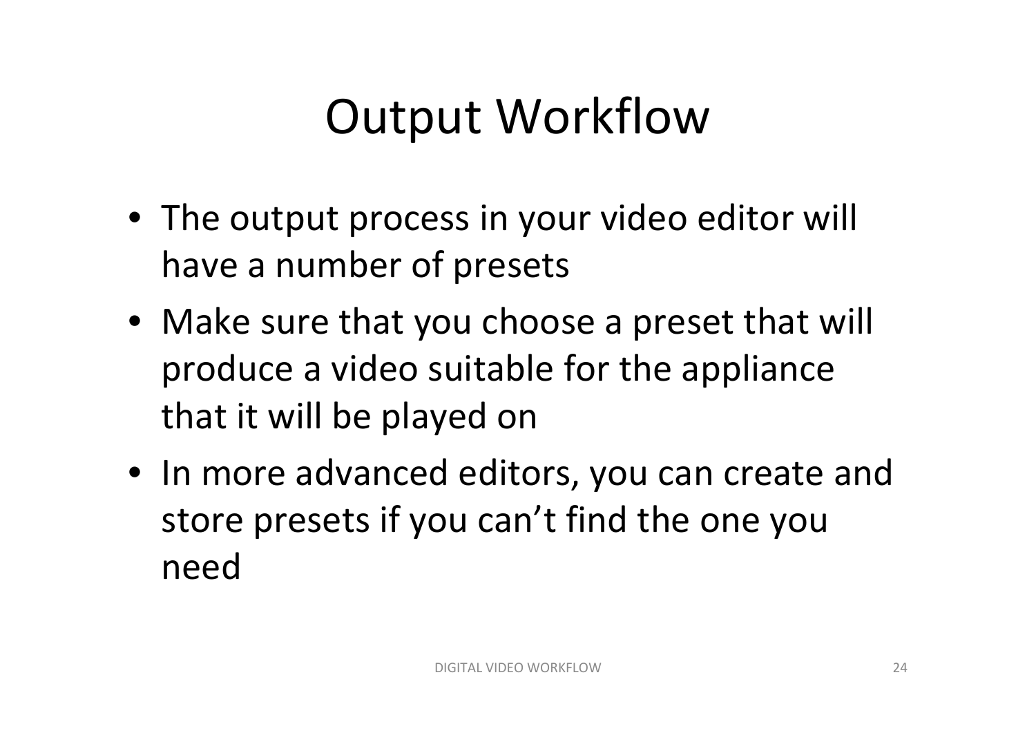# Output Workflow

- The output process in your video editor will have a number of presets
- Make sure that you choose a preset that will produce a video suitable for the appliance that it will be played on
- In more advanced editors, you can create and store presets if you can't find the one you need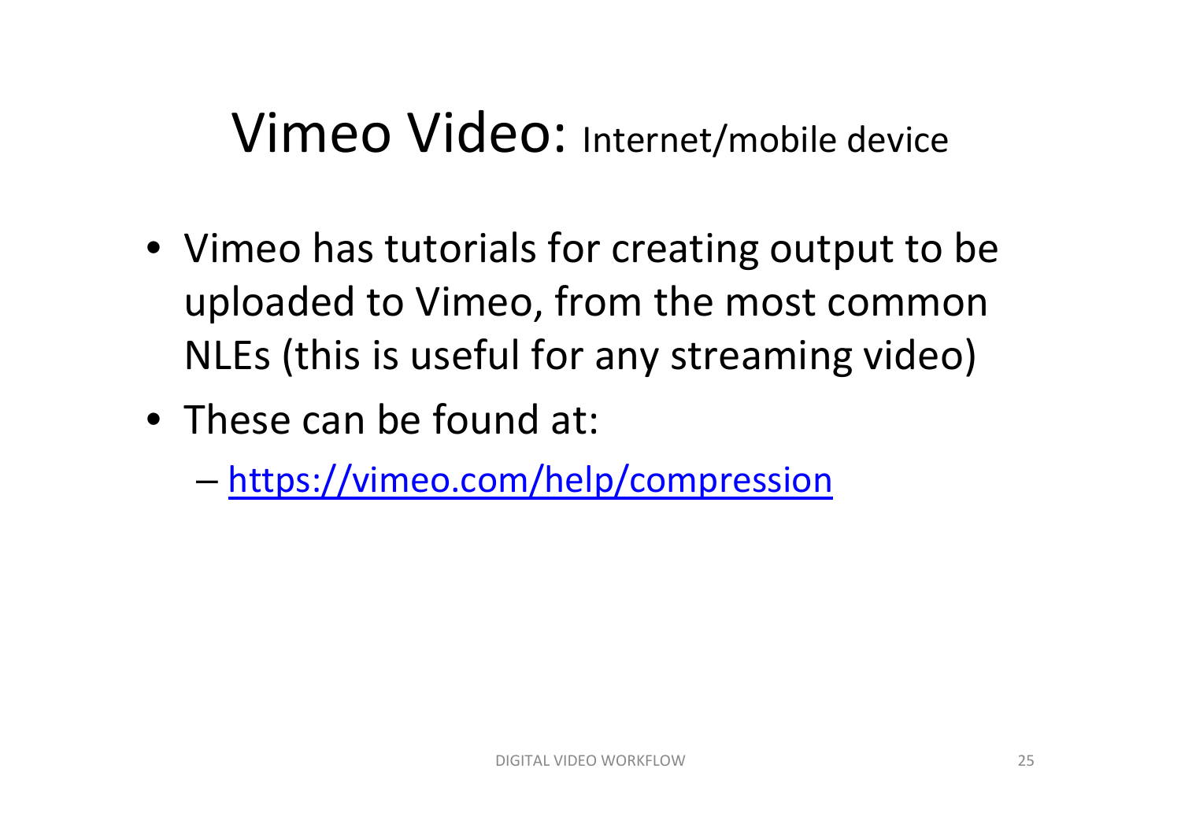# Vimeo Video: Internet/mobile device

- Vimeo has tutorials for creating output to be uploaded to Vimeo, from the most common NLEs (this is useful for any streaming video)
- These can be found at:
  - https://vimeo.com/help/compression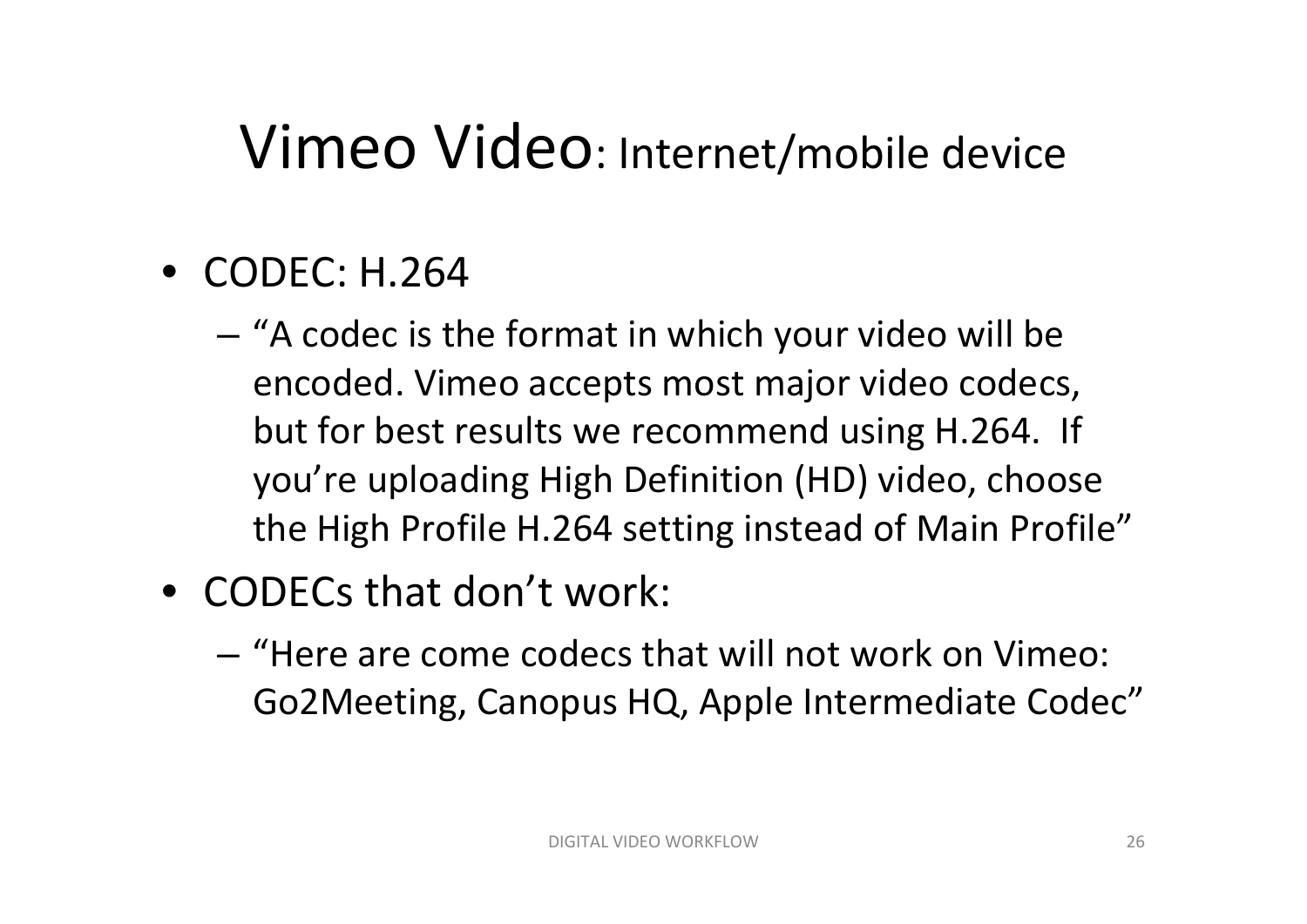# Vimeo Video: Internet/mobile device

- CODEC: H.264
  - "A codec is the format in which your video will be encoded. Vimeo accepts most major video codecs, but for best results we recommend using H.264. If you're uploading High Definition (HD) video, choose the High Profile H.264 setting instead of Main Profile"
- CODECs that don't work:
  - "Here are come codecs that will not work on Vimeo: Go2Meeting, Canopus HQ, Apple Intermediate Codec"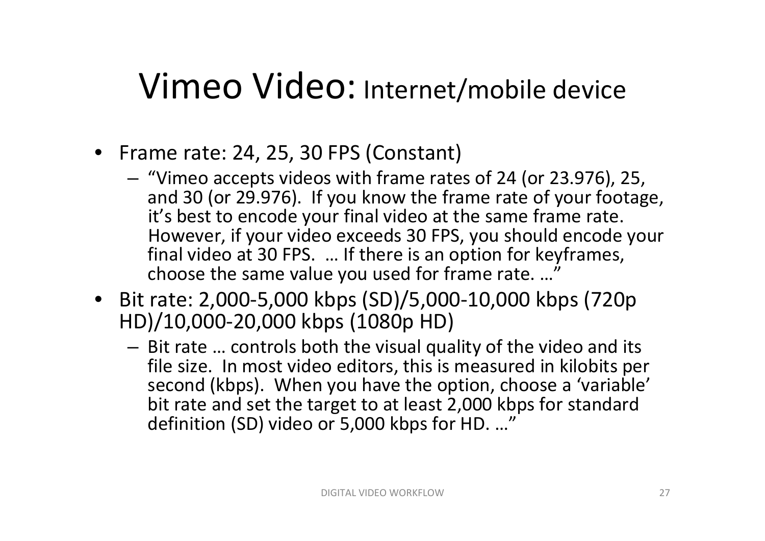# Vimeo Video: Internet/mobile device

- Frame rate: 24, 25, 30 FPS (Constant)
  - "Vimeo accepts videos with frame rates of 24 (or 23.976), 25, and 30 (or 29.976). If you know the frame rate of your footage, it's best to encode your final video at the same frame rate. However, if your video exceeds 30 FPS, you should encode your final video at 30 FPS. … If there is an option for keyframes, choose the same value you used for frame rate. …"
- Bit rate: 2,000-5,000 kbps (SD)/5,000-10,000 kbps (720p HD)/10,000-20,000 kbps (1080p HD)
  - Bit rate … controls both the visual quality of the video and its file size. In most video editors, this is measured in kilobits per second (kbps). When you have the option, choose a 'variable' bit rate and set the target to at least 2,000 kbps for standard definition (SD) video or 5,000 kbps for HD. …"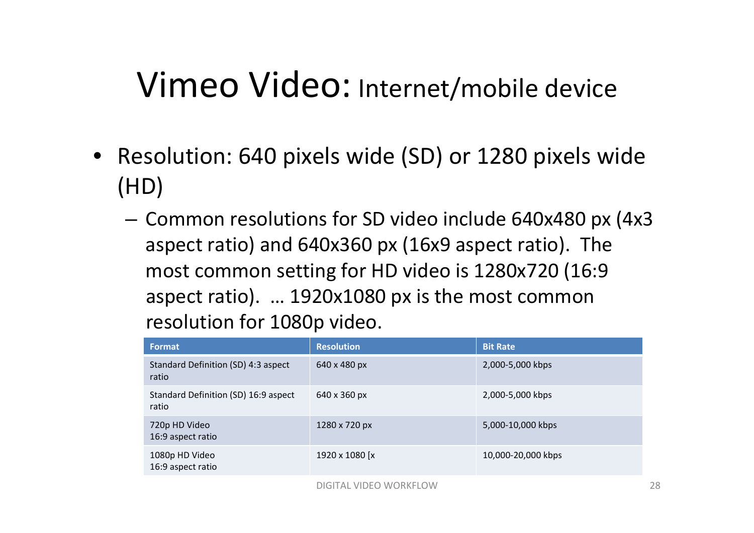# Vimeo Video: Internet/mobile device

- Resolution: 640 pixels wide (SD) or 1280 pixels wide (HD)
  - Common resolutions for SD video include 640x480 px (4x3 aspect ratio) and 640x360 px (16x9 aspect ratio). The most common setting for HD video is 1280x720 (16:9 aspect ratio). … 1920x1080 px is the most common resolution for 1080p video.

| Format | Resolution | Bit Rate |
| --- | --- | --- |
| Standard Definition (SD) 4:3 aspect ratio | 640 x 480 px | 2,000-5,000 kbps |
| Standard Definition (SD) 16:9 aspect ratio | 640 x 360 px | 2,000-5,000 kbps |
| 720p HD Video 16:9 aspect ratio | 1280 x 720 px | 5,000-10,000 kbps |
| 1080p HD Video 16:9 aspect ratio | 1920 x 1080 [x | 10,000-20,000 kbps |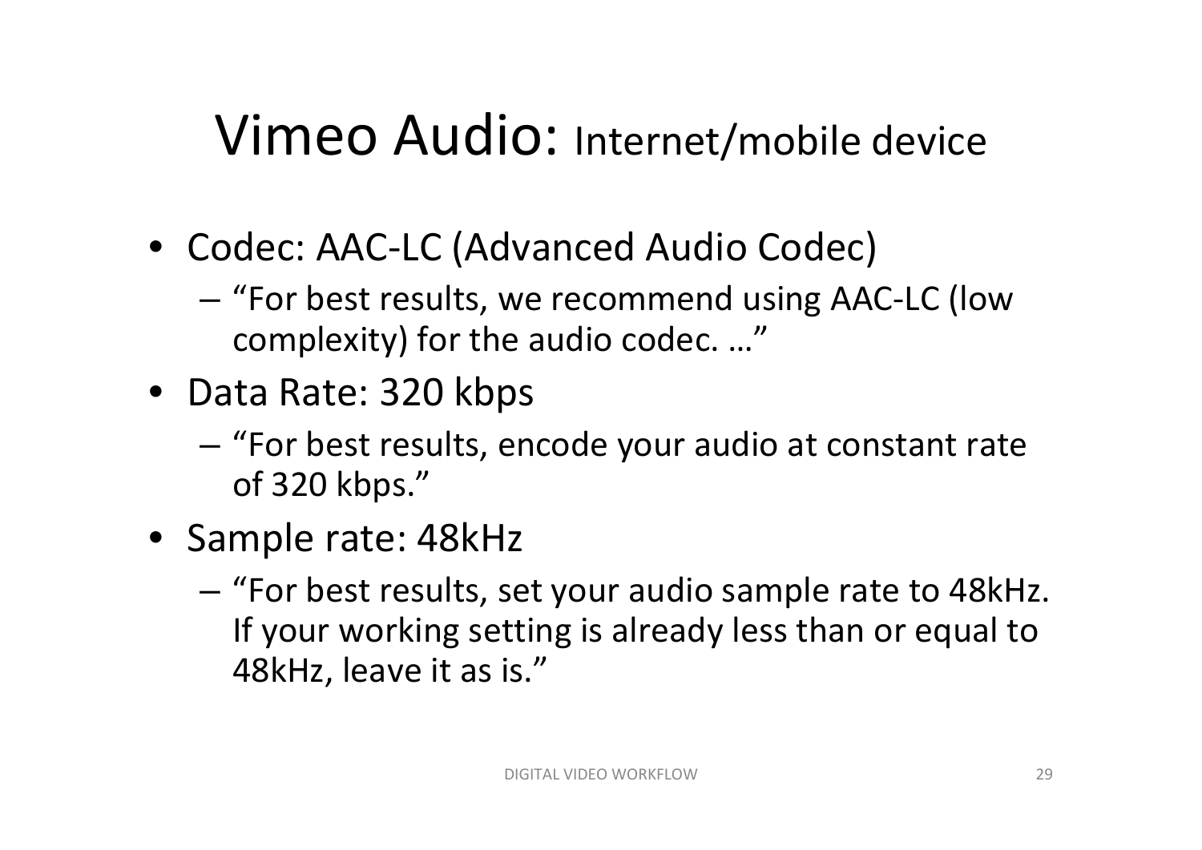# Vimeo Audio: Internet/mobile device

- Codec: AAC-LC (Advanced Audio Codec)
  - "For best results, we recommend using AAC-LC (low complexity) for the audio codec. …"
- Data Rate: 320 kbps
  - "For best results, encode your audio at constant rate of 320 kbps."
- Sample rate: 48kHz
  - "For best results, set your audio sample rate to 48kHz. If your working setting is already less than or equal to 48kHz, leave it as is."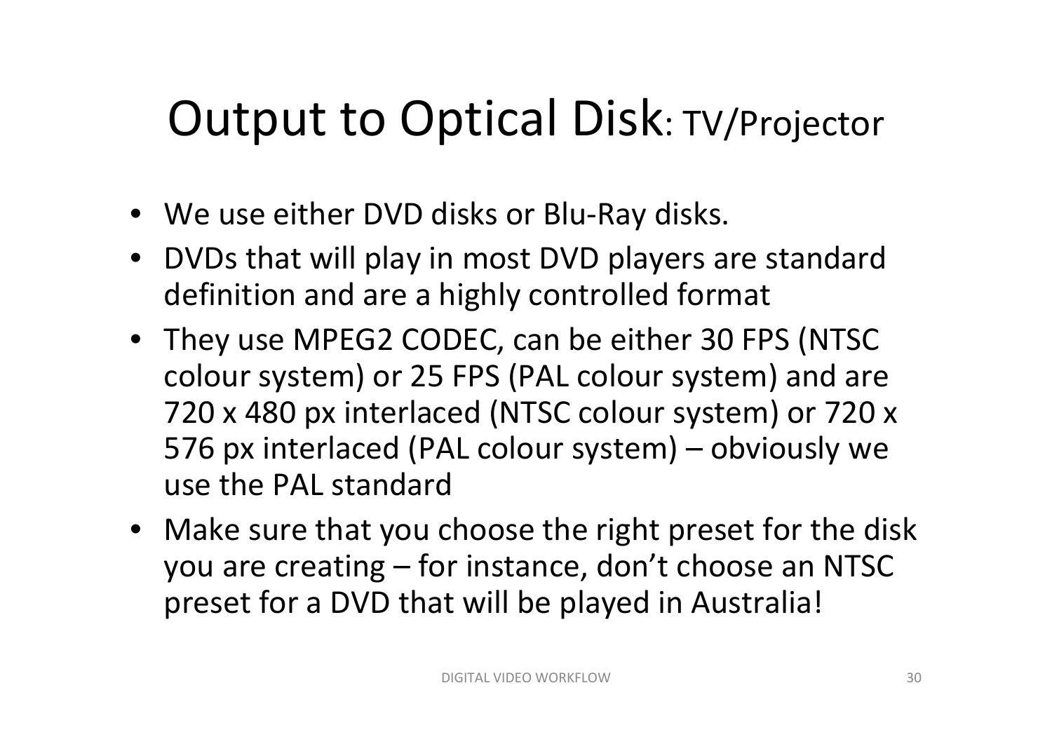# Output to Optical Disk: TV/Projector

- We use either DVD disks or Blu-Ray disks.
- DVDs that will play in most DVD players are standard definition and are a highly controlled format
- They use MPEG2 CODEC, can be either 30 FPS (NTSC colour system) or 25 FPS (PAL colour system) and are 720 x 480 px interlaced (NTSC colour system) or 720 x 576 px interlaced (PAL colour system) – obviously we use the PAL standard
- Make sure that you choose the right preset for the disk you are creating – for instance, don't choose an NTSC preset for a DVD that will be played in Australia!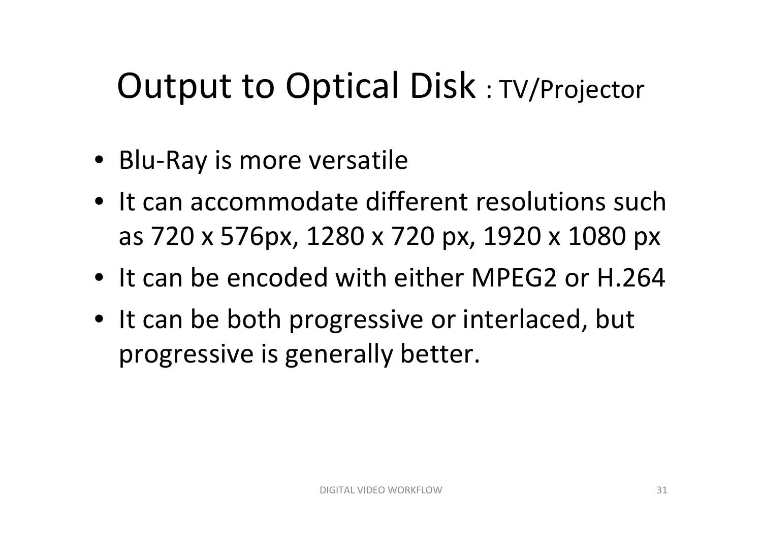# Output to Optical Disk : TV/Projector

- Blu-Ray is more versatile
- It can accommodate different resolutions such as 720 x 576px, 1280 x 720 px, 1920 x 1080 px
- It can be encoded with either MPEG2 or H.264
- It can be both progressive or interlaced, but progressive is generally better.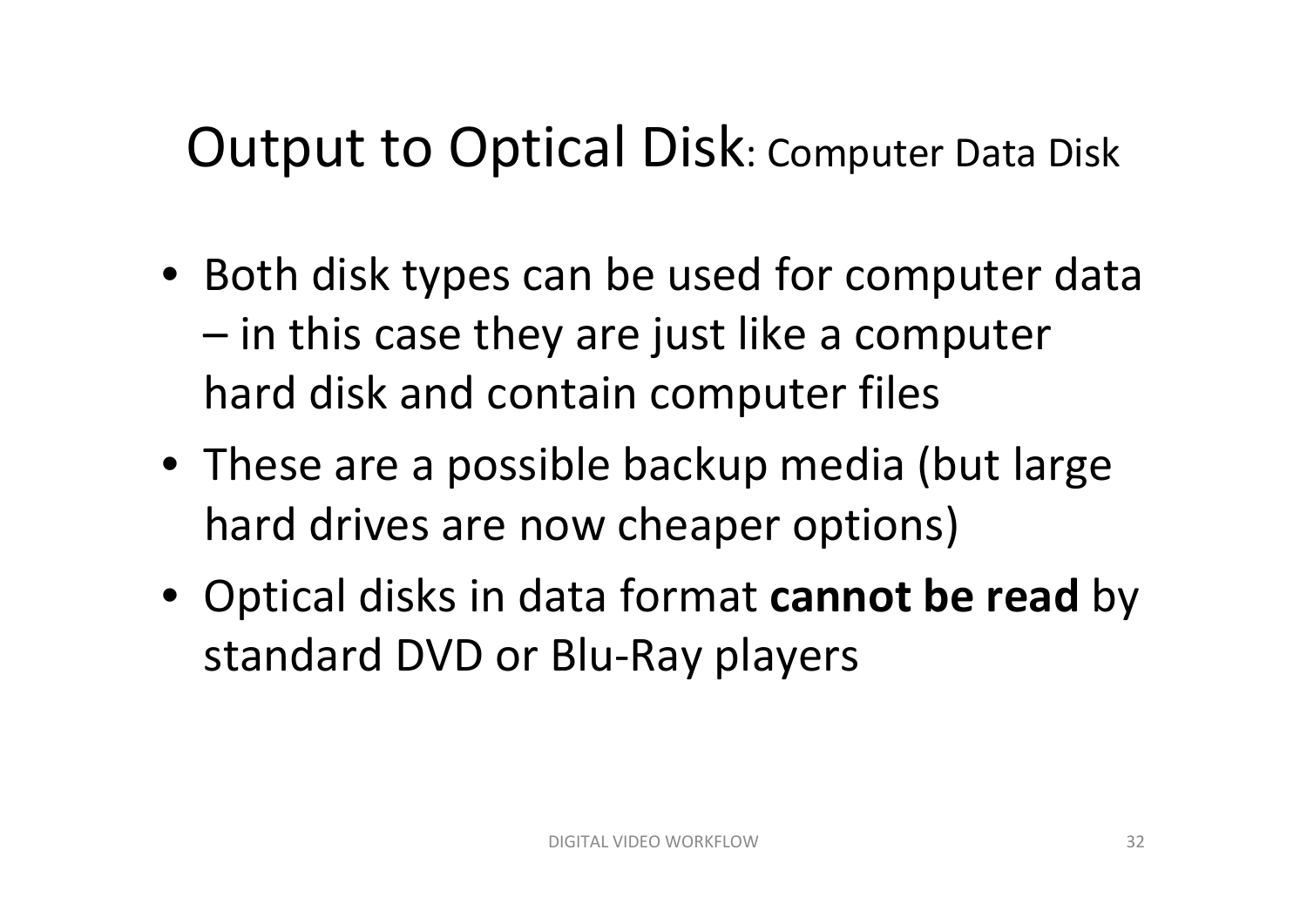# Output to Optical Disk: Computer Data Disk

- Both disk types can be used for computer data – in this case they are just like a computer hard disk and contain computer files
- These are a possible backup media (but large hard drives are now cheaper options)
- Optical disks in data format **cannot be read** by standard DVD or Blu-Ray players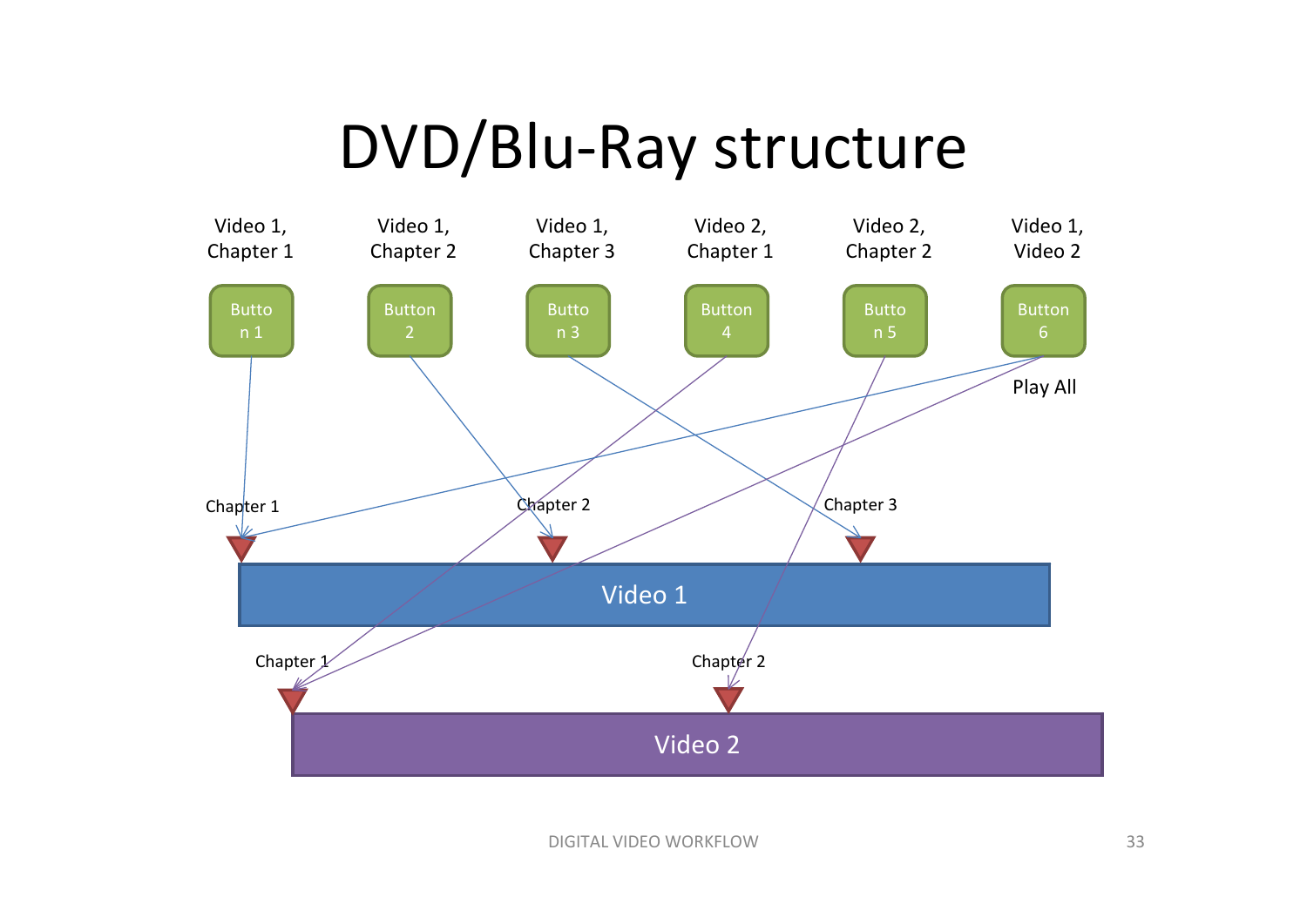# DVD/Blu-Ray structure

| Button | Label | Target |
| --- | --- | --- |
| Button 1 | Video 1, Chapter 1 | Video 1 – Chapter 1 |
| Button 2 | Video 1, Chapter 2 | Video 1 – Chapter 2 |
| Button 3 | Video 1, Chapter 3 | Video 1 – Chapter 3 |
| Button 4 | Video 2, Chapter 1 | Video 2 – Chapter 1 |
| Button 5 | Video 2, Chapter 2 | Video 2 – Chapter 2 |
| Button 6 | Video 1, Video 2 (Play All) | Video 1 – Chapter 1; Video 2 – Chapter 1 |

Video 1: Chapter 1, Chapter 2, Chapter 3

Video 2: Chapter 1, Chapter 2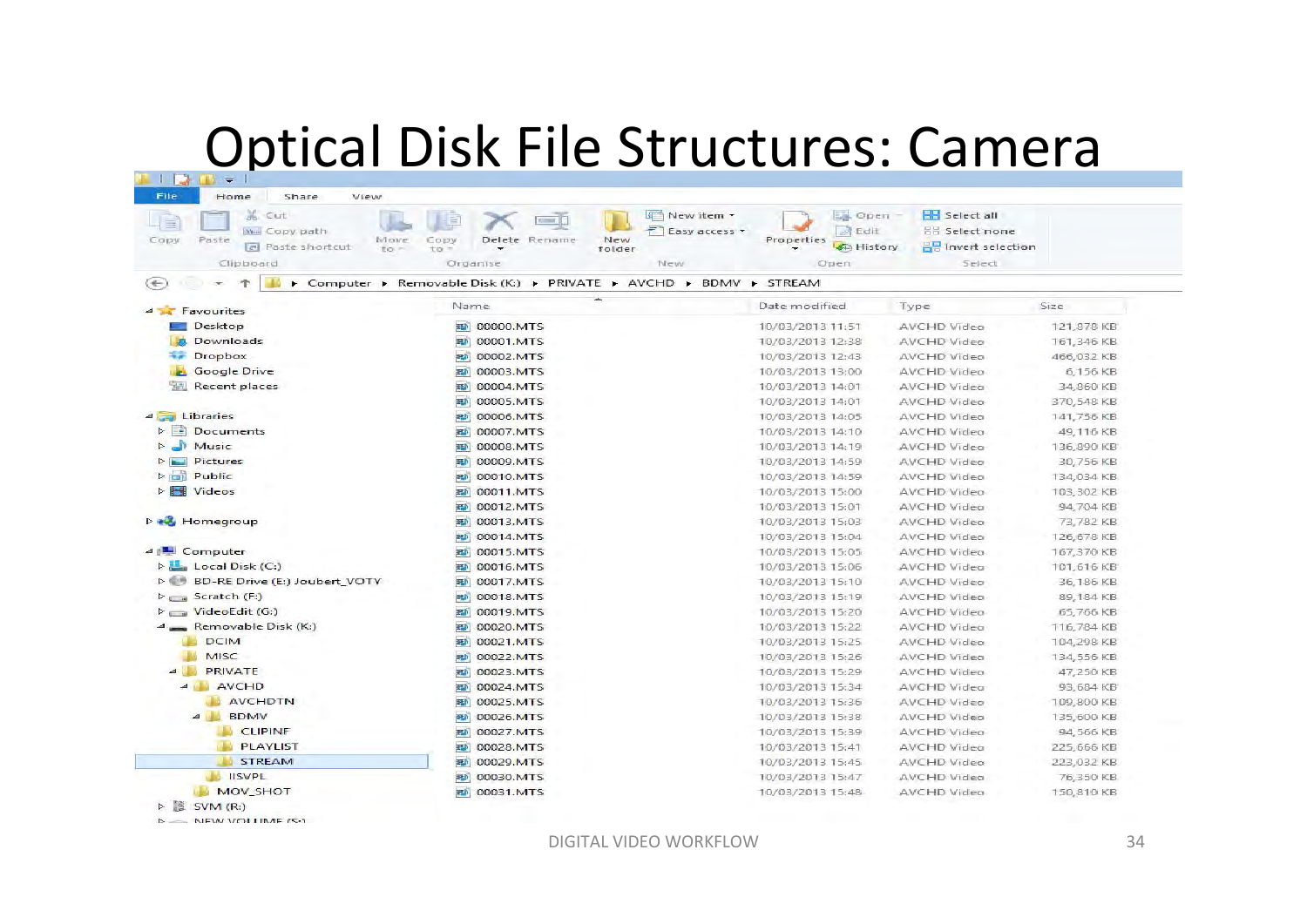# Optical Disk File Structures: Camera

Computer ▸ Removable Disk (K:) ▸ PRIVATE ▸ AVCHD ▸ BDMV ▸ STREAM

- Favourites
  - Desktop
  - Downloads
  - Dropbox
  - Google Drive
  - Recent places
- Libraries
  - Documents
  - Music
  - Pictures
  - Public
  - Videos
- Homegroup
- Computer
  - Local Disk (C:)
  - BD-RE Drive (E:) Joubert_VOTY
  - Scratch (F:)
  - VideoEdit (G:)
  - Removable Disk (K:)
    - DCIM
    - MISC
    - PRIVATE
      - AVCHD
        - AVCHDTN
        - BDMV
          - CLIPINF
          - PLAYLIST
          - STREAM
        - IISVPL
      - MOV_SHOT
  - SVM (R:)
  - NEW VOLUME (S:)

| Name | Date modified | Type | Size |
|---|---|---|---|
| 00000.MTS | 10/03/2013 11:51 | AVCHD Video | 121,878 KB |
| 00001.MTS | 10/03/2013 12:38 | AVCHD Video | 161,346 KB |
| 00002.MTS | 10/03/2013 12:43 | AVCHD Video | 466,032 KB |
| 00003.MTS | 10/03/2013 13:00 | AVCHD Video | 6,156 KB |
| 00004.MTS | 10/03/2013 14:01 | AVCHD Video | 34,860 KB |
| 00005.MTS | 10/03/2013 14:01 | AVCHD Video | 370,548 KB |
| 00006.MTS | 10/03/2013 14:05 | AVCHD Video | 141,756 KB |
| 00007.MTS | 10/03/2013 14:10 | AVCHD Video | 49,116 KB |
| 00008.MTS | 10/03/2013 14:19 | AVCHD Video | 136,890 KB |
| 00009.MTS | 10/03/2013 14:59 | AVCHD Video | 30,756 KB |
| 00010.MTS | 10/03/2013 14:59 | AVCHD Video | 134,034 KB |
| 00011.MTS | 10/03/2013 15:00 | AVCHD Video | 103,302 KB |
| 00012.MTS | 10/03/2013 15:01 | AVCHD Video | 94,704 KB |
| 00013.MTS | 10/03/2013 15:03 | AVCHD Video | 73,782 KB |
| 00014.MTS | 10/03/2013 15:04 | AVCHD Video | 126,678 KB |
| 00015.MTS | 10/03/2013 15:05 | AVCHD Video | 167,370 KB |
| 00016.MTS | 10/03/2013 15:06 | AVCHD Video | 101,616 KB |
| 00017.MTS | 10/03/2013 15:10 | AVCHD Video | 36,186 KB |
| 00018.MTS | 10/03/2013 15:19 | AVCHD Video | 89,184 KB |
| 00019.MTS | 10/03/2013 15:20 | AVCHD Video | 65,766 KB |
| 00020.MTS | 10/03/2013 15:22 | AVCHD Video | 116,784 KB |
| 00021.MTS | 10/03/2013 15:25 | AVCHD Video | 104,298 KB |
| 00022.MTS | 10/03/2013 15:26 | AVCHD Video | 134,556 KB |
| 00023.MTS | 10/03/2013 15:29 | AVCHD Video | 47,250 KB |
| 00024.MTS | 10/03/2013 15:34 | AVCHD Video | 93,684 KB |
| 00025.MTS | 10/03/2013 15:36 | AVCHD Video | 109,800 KB |
| 00026.MTS | 10/03/2013 15:38 | AVCHD Video | 135,600 KB |
| 00027.MTS | 10/03/2013 15:39 | AVCHD Video | 94,566 KB |
| 00028.MTS | 10/03/2013 15:41 | AVCHD Video | 225,666 KB |
| 00029.MTS | 10/03/2013 15:45 | AVCHD Video | 223,032 KB |
| 00030.MTS | 10/03/2013 15:47 | AVCHD Video | 76,350 KB |
| 00031.MTS | 10/03/2013 15:48 | AVCHD Video | 150,810 KB |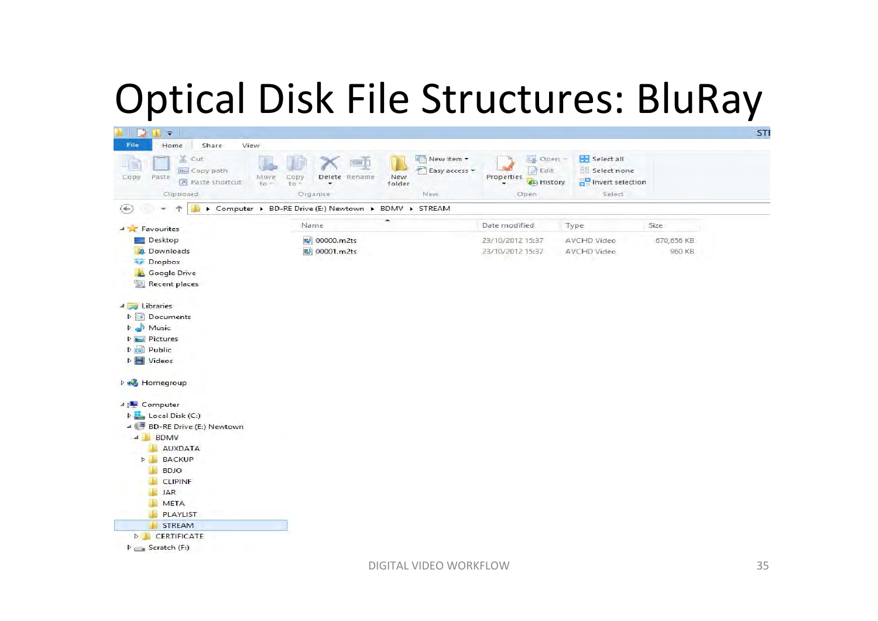# Optical Disk File Structures: BluRay

Computer ▸ BD-RE Drive (E:) Newtown ▸ BDMV ▸ STREAM

| Name | Date modified | Type | Size |
| --- | --- | --- | --- |
| 00000.m2ts | 23/10/2012 15:37 | AVCHD Video | 670,656 KB |
| 00001.m2ts | 23/10/2012 15:37 | AVCHD Video | 960 KB |

- Computer
  - Local Disk (C:)
  - BD-RE Drive (E:) Newtown
    - BDMV
      - AUXDATA
      - BACKUP
      - BDJO
      - CLIPINF
      - JAR
      - META
      - PLAYLIST
      - STREAM
    - CERTIFICATE
  - Scratch (F:)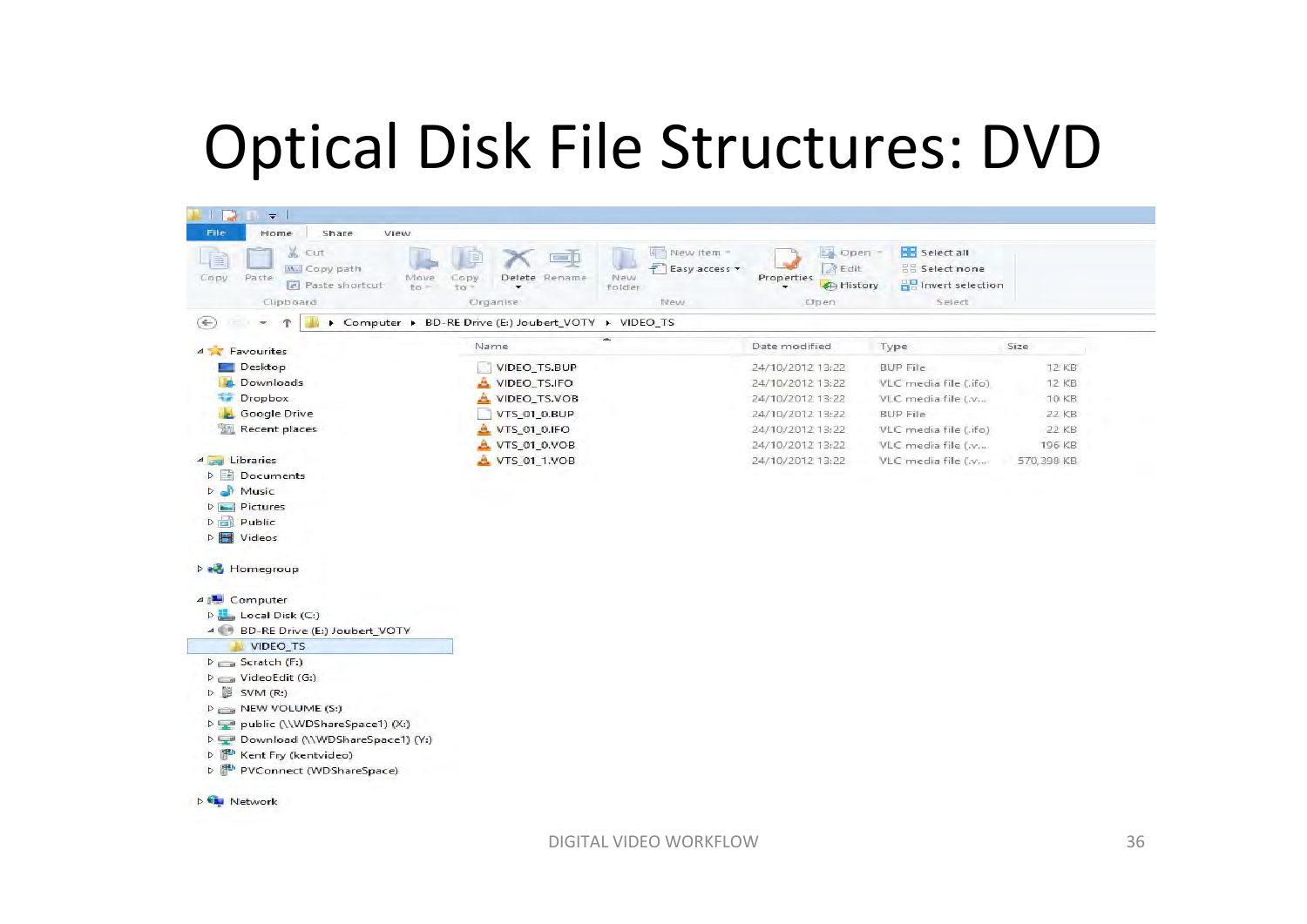# Optical Disk File Structures: DVD

Computer ▸ BD-RE Drive (E:) Joubert_VOTY ▸ VIDEO_TS

| Name | Date modified | Type | Size |
|---|---|---|---|
| VIDEO_TS.BUP | 24/10/2012 13:22 | BUP File | 12 KB |
| VIDEO_TS.IFO | 24/10/2012 13:22 | VLC media file (.ifo) | 12 KB |
| VIDEO_TS.VOB | 24/10/2012 13:22 | VLC media file (.v... | 10 KB |
| VTS_01_0.BUP | 24/10/2012 13:22 | BUP File | 22 KB |
| VTS_01_0.IFO | 24/10/2012 13:22 | VLC media file (.ifo) | 22 KB |
| VTS_01_0.VOB | 24/10/2012 13:22 | VLC media file (.v... | 196 KB |
| VTS_01_1.VOB | 24/10/2012 13:22 | VLC media file (.v... | 570,398 KB |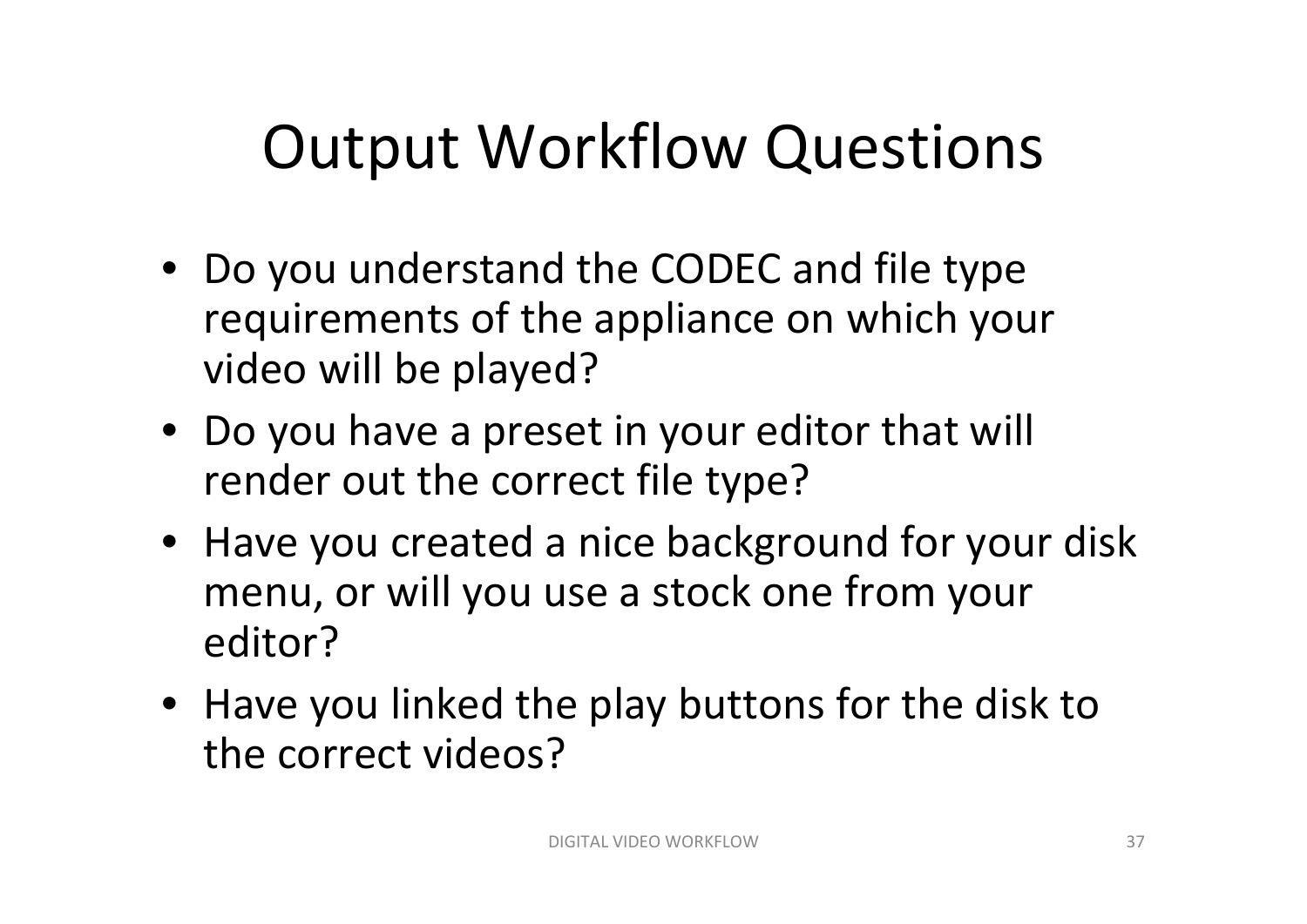# Output Workflow Questions

- Do you understand the CODEC and file type requirements of the appliance on which your video will be played?
- Do you have a preset in your editor that will render out the correct file type?
- Have you created a nice background for your disk menu, or will you use a stock one from your editor?
- Have you linked the play buttons for the disk to the correct videos?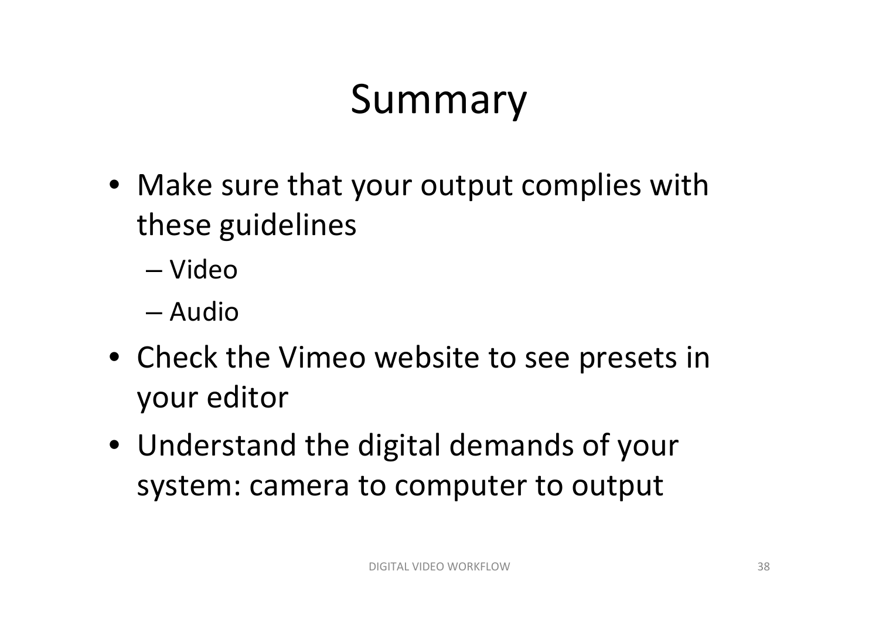# Summary

- Make sure that your output complies with these guidelines
  - Video
  - Audio
- Check the Vimeo website to see presets in your editor
- Understand the digital demands of your system: camera to computer to output